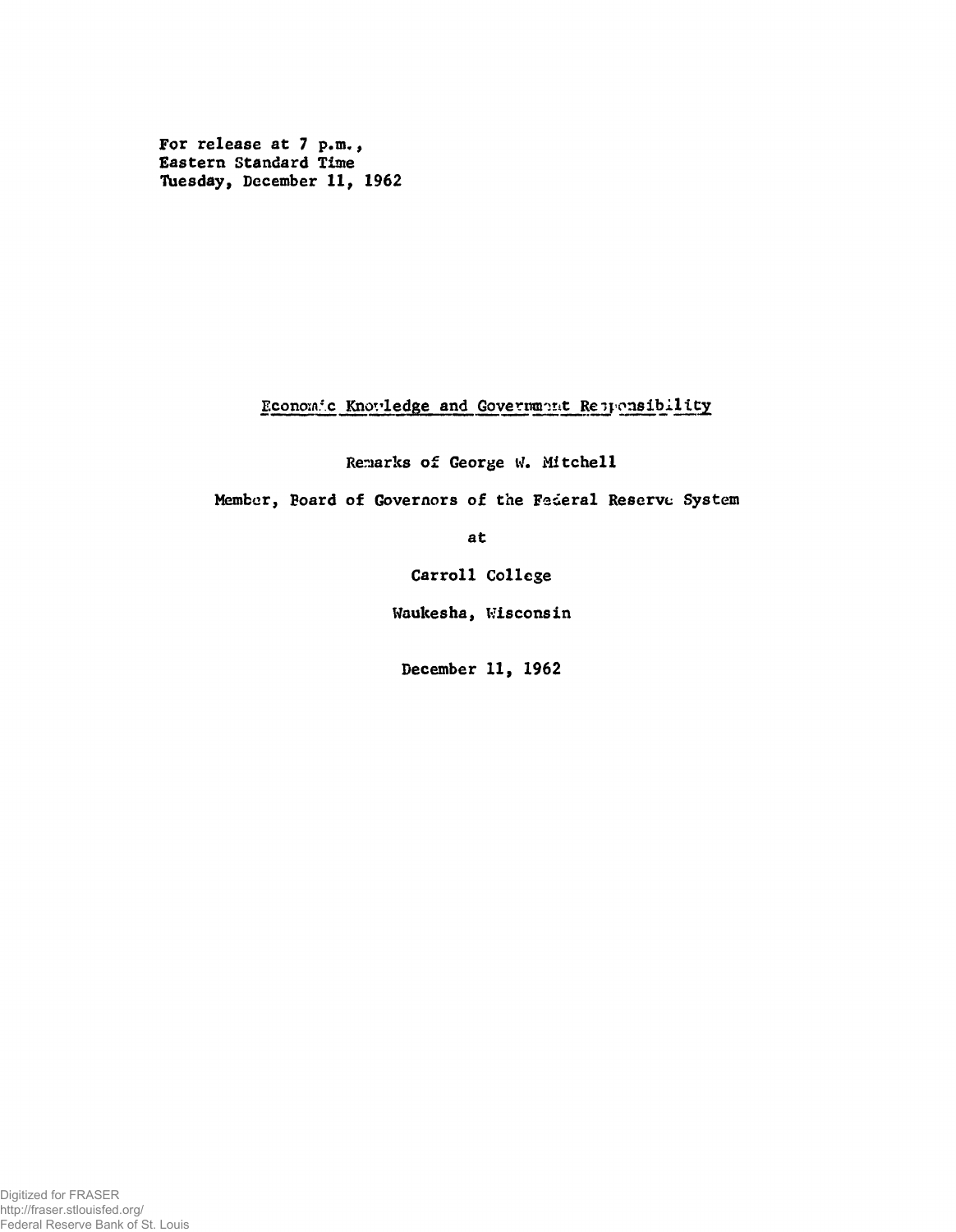For release at 7 p.m.,
Eastern Standard Time
Tuesday, December 11, 1962

# Economic Knowledge and Government Responsibility

Remarks of George W. Mitchell

Member, Board of Governors of the Federal Reserve System

at

Carroll College

Waukesha, Wisconsin

December 11, 1962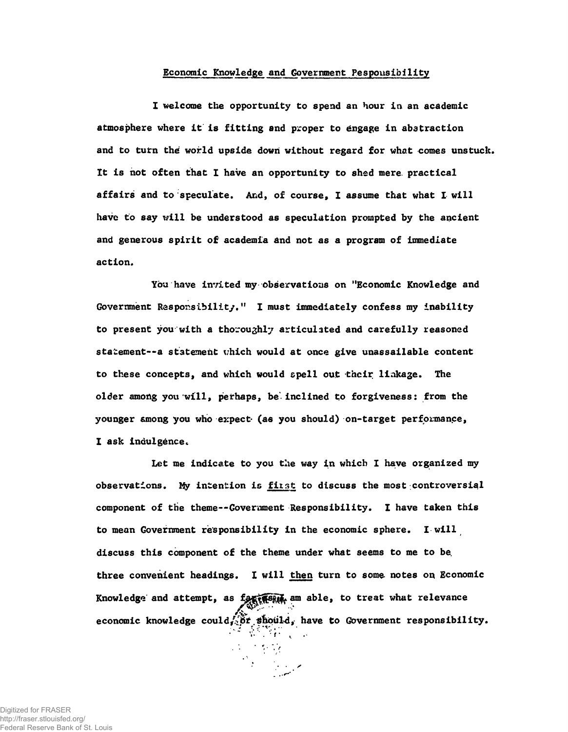## Economic Knowledge and Government Pesponsibility

I welcome the opportunity to spend an hour in an academic atmosphere where it is fitting and proper to engage in abstraction and to turn the world upside down without regard for what comes unstuck. It is not often that I have an opportunity to shed mere practical affairs and to speculate. And, of course, I assume that what I will have to say will be understood as speculation prompted by the ancient and generous spirit of academia and not as a program of immediate action.

You have invited my observations on "Economic Knowledge and Government Responsibility." I must immediately confess my inability to present you with a thoroughly articulated and carefully reasoned statement--a statement which would at once give unassailable content to these concepts, and which would spell out their linkage. The older among you will, perhaps, be inclined to forgiveness: from the younger among you who expect (as you should) on-target performance, I ask indulgence.

Let me indicate to you the way in which I have organized my observations. My intention is <u>first</u> to discuss the most controversial component of the theme--Government Responsibility. I have taken this to mean Government responsibility in the economic sphere. I will discuss this component of the theme under what seems to me to be three convenient headings. I will <u>then</u> turn to some notes on Economic Knowledge and attempt, as far as I am able, to treat what relevance economic knowledge could, or should, have to Government responsibility.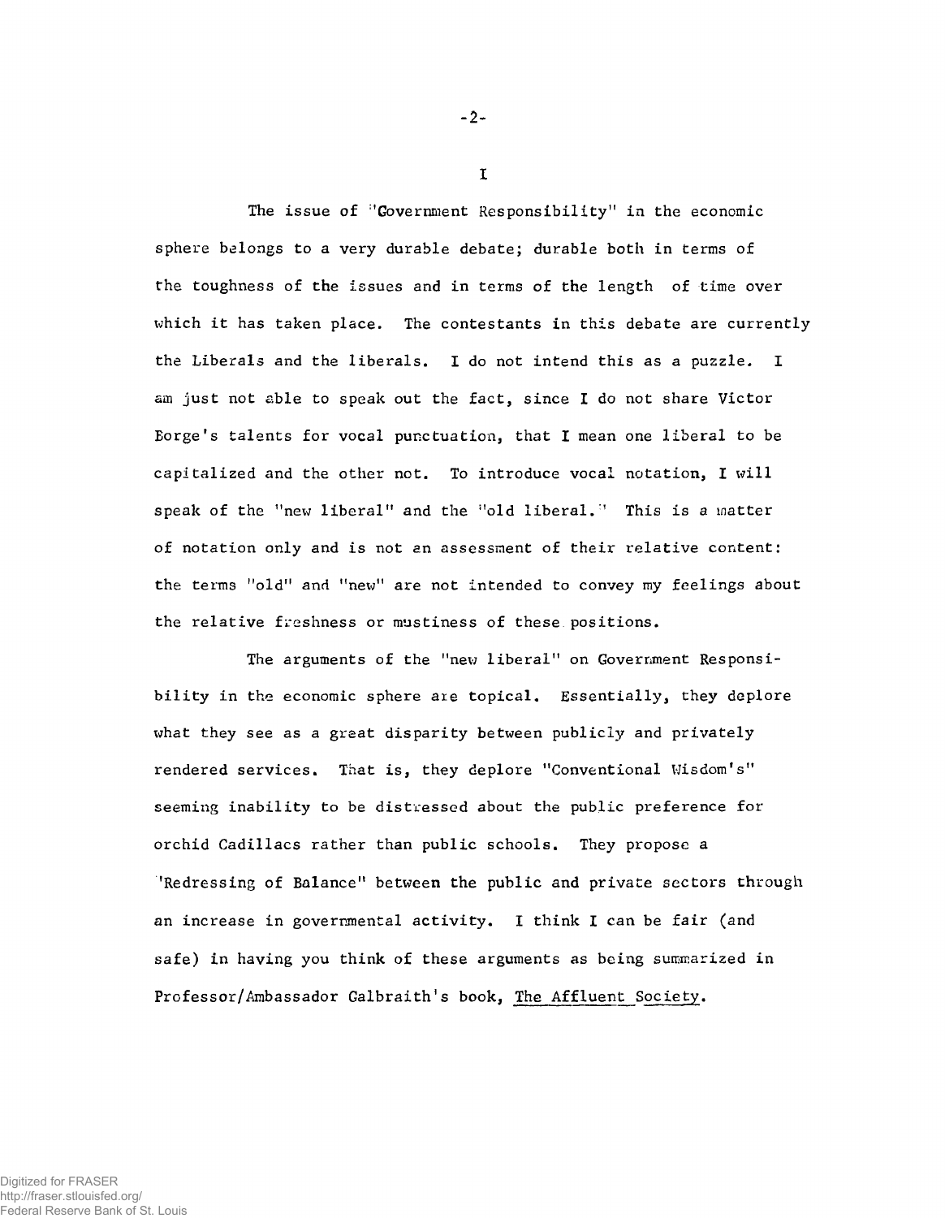# I

The issue of "Government Responsibility" in the economic sphere belongs to a very durable debate; durable both in terms of the toughness of the issues and in terms of the length of time over which it has taken place. The contestants in this debate are currently the Liberals and the liberals. I do not intend this as a puzzle. I am just not able to speak out the fact, since I do not share Victor Borge's talents for vocal punctuation, that I mean one liberal to be capitalized and the other not. To introduce vocal notation, I will speak of the "new liberal" and the "old liberal." This is a matter of notation only and is not an assessment of their relative content: the terms "old" and "new" are not intended to convey my feelings about the relative freshness or mustiness of these positions.

The arguments of the "new liberal" on Government Responsibility in the economic sphere are topical. Essentially, they deplore what they see as a great disparity between publicly and privately rendered services. That is, they deplore "Conventional Wisdom's" seeming inability to be distressed about the public preference for orchid Cadillacs rather than public schools. They propose a "Redressing of Balance" between the public and private sectors through an increase in governmental activity. I think I can be fair (and safe) in having you think of these arguments as being summarized in Professor/Ambassador Galbraith's book, The Affluent Society.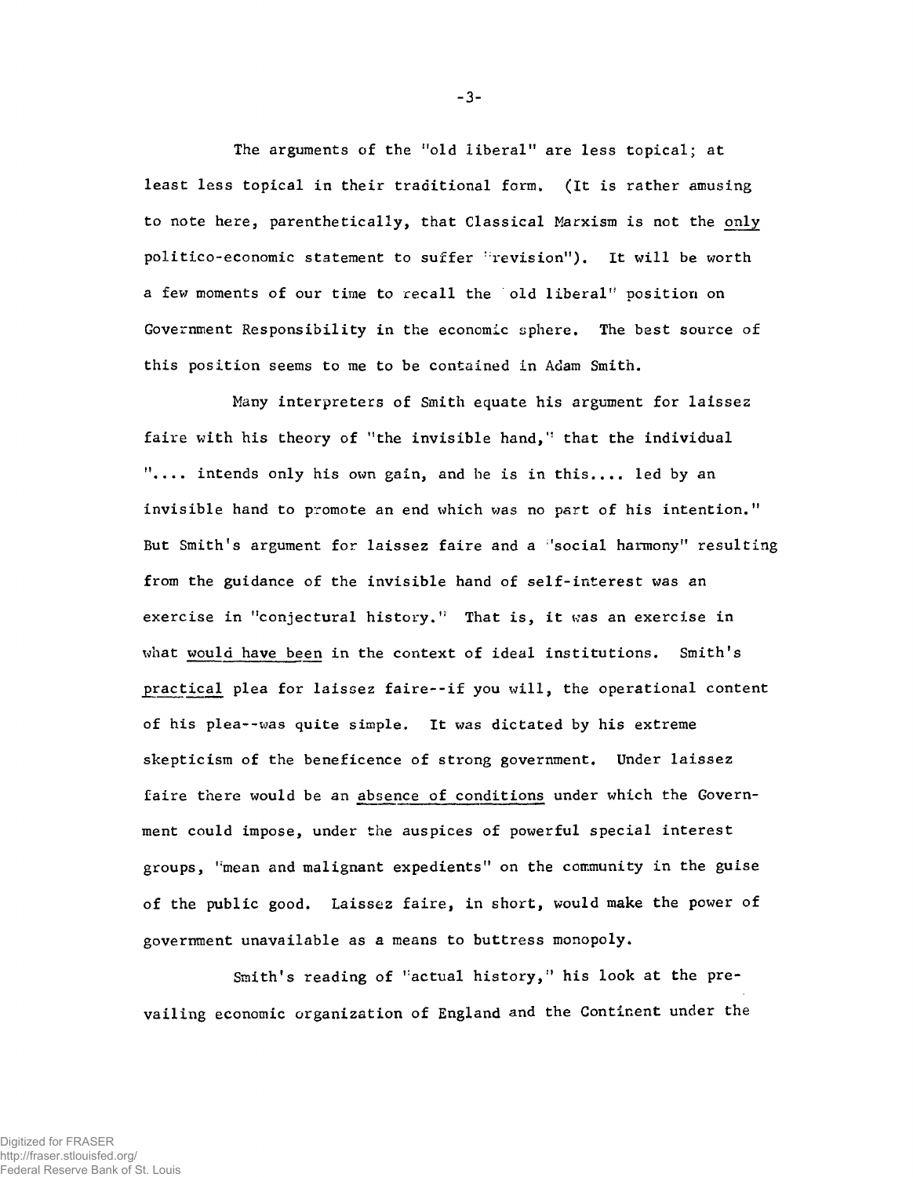The arguments of the "old liberal" are less topical; at least less topical in their traditional form. (It is rather amusing to note here, parenthetically, that Classical Marxism is not the <u>only</u> politico-economic statement to suffer "revision"). It will be worth a few moments of our time to recall the "old liberal" position on Government Responsibility in the economic sphere. The best source of this position seems to me to be contained in Adam Smith.

Many interpreters of Smith equate his argument for laissez faire with his theory of "the invisible hand," that the individual ".... intends only his own gain, and he is in this.... led by an invisible hand to promote an end which was no part of his intention." But Smith's argument for laissez faire and a "social harmony" resulting from the guidance of the invisible hand of self-interest was an exercise in "conjectural history." That is, it was an exercise in what <u>would have been</u> in the context of ideal institutions. Smith's <u>practical</u> plea for laissez faire--if you will, the operational content of his plea--was quite simple. It was dictated by his extreme skepticism of the beneficence of strong government. Under laissez faire there would be an <u>absence of conditions</u> under which the Government could impose, under the auspices of powerful special interest groups, "mean and malignant expedients" on the community in the guise of the public good. Laissez faire, in short, would make the power of government unavailable as a means to buttress monopoly.

Smith's reading of "actual history," his look at the prevailing economic organization of England and the Continent under the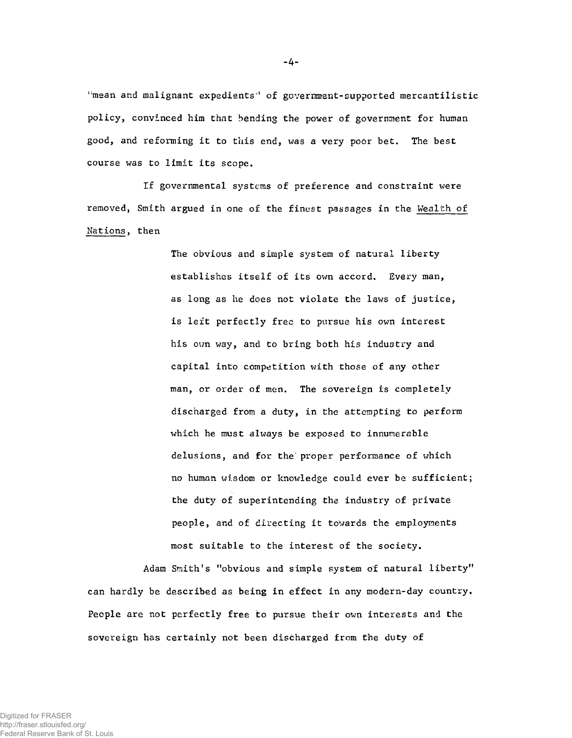"mean and malignant expedients" of government-supported mercantilistic policy, convinced him that bending the power of government for human good, and reforming it to this end, was a very poor bet. The best course was to limit its scope.

If governmental systems of preference and constraint were removed, Smith argued in one of the finest passages in the Wealth of Nations, then

> The obvious and simple system of natural liberty establishes itself of its own accord. Every man, as long as he does not violate the laws of justice, is left perfectly free to pursue his own interest his own way, and to bring both his industry and capital into competition with those of any other man, or order of men. The sovereign is completely discharged from a duty, in the attempting to perform which he must always be exposed to innumerable delusions, and for the proper performance of which no human wisdom or knowledge could ever be sufficient; the duty of superintending the industry of private people, and of directing it towards the employments most suitable to the interest of the society.

Adam Smith's "obvious and simple system of natural liberty" can hardly be described as being in effect in any modern-day country. People are not perfectly free to pursue their own interests and the sovereign has certainly not been discharged from the duty of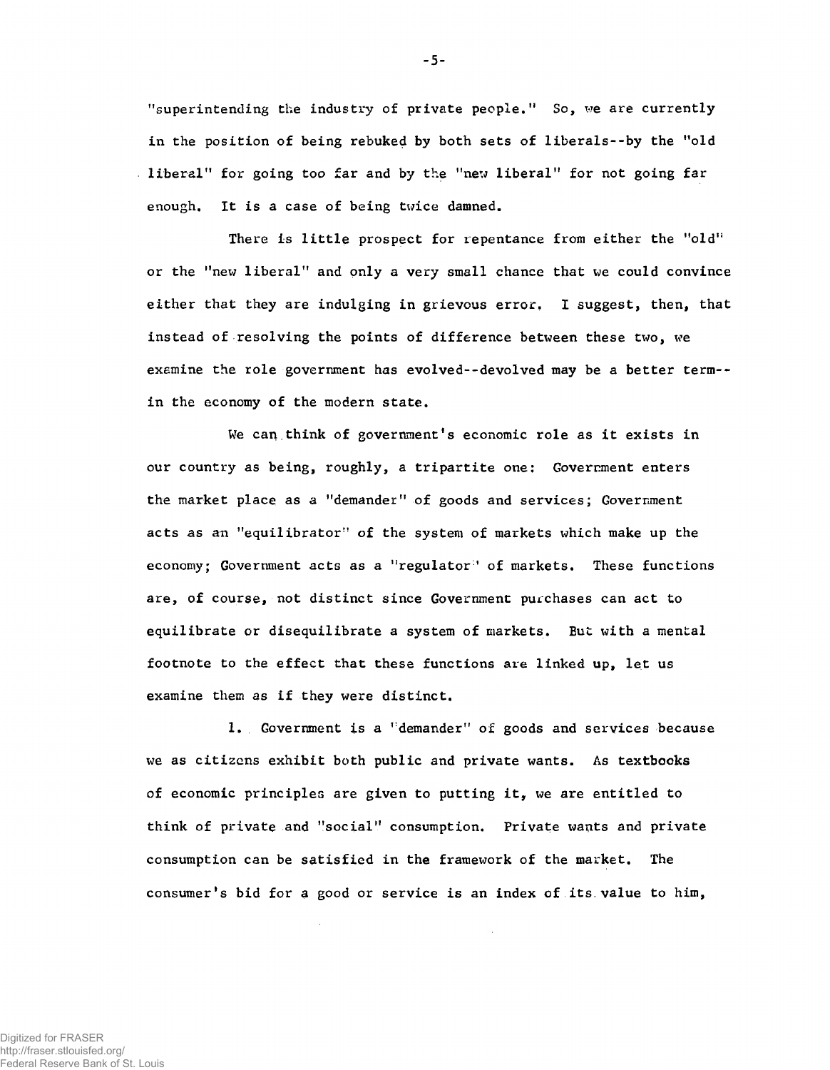"superintending the industry of private people." So, we are currently in the position of being rebuked by both sets of liberals--by the "old liberal" for going too far and by the "new liberal" for not going far enough. It is a case of being twice damned.

There is little prospect for repentance from either the "old" or the "new liberal" and only a very small chance that we could convince either that they are indulging in grievous error. I suggest, then, that instead of resolving the points of difference between these two, we examine the role government has evolved--devolved may be a better term--in the economy of the modern state.

We can think of government's economic role as it exists in our country as being, roughly, a tripartite one: Government enters the market place as a "demander" of goods and services; Government acts as an "equilibrator" of the system of markets which make up the economy; Government acts as a "regulator" of markets. These functions are, of course, not distinct since Government purchases can act to equilibrate or disequilibrate a system of markets. But with a mental footnote to the effect that these functions are linked up, let us examine them as if they were distinct.

1. Government is a "demander" of goods and services because we as citizens exhibit both public and private wants. As textbooks of economic principles are given to putting it, we are entitled to think of private and "social" consumption. Private wants and private consumption can be satisfied in the framework of the market. The consumer's bid for a good or service is an index of its value to him,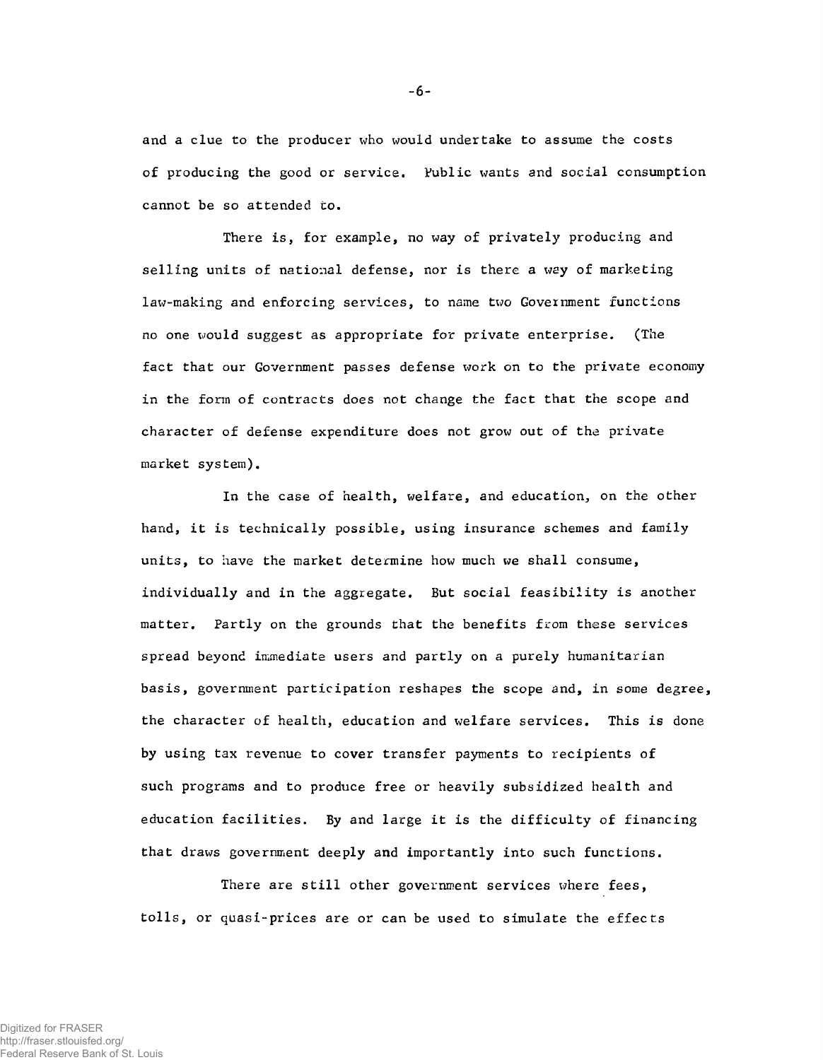and a clue to the producer who would undertake to assume the costs of producing the good or service. Public wants and social consumption cannot be so attended to.

There is, for example, no way of privately producing and selling units of national defense, nor is there a way of marketing law-making and enforcing services, to name two Government functions no one would suggest as appropriate for private enterprise. (The fact that our Government passes defense work on to the private economy in the form of contracts does not change the fact that the scope and character of defense expenditure does not grow out of the private market system).

In the case of health, welfare, and education, on the other hand, it is technically possible, using insurance schemes and family units, to have the market determine how much we shall consume, individually and in the aggregate. But social feasibility is another matter. Partly on the grounds that the benefits from these services spread beyond immediate users and partly on a purely humanitarian basis, government participation reshapes the scope and, in some degree, the character of health, education and welfare services. This is done by using tax revenue to cover transfer payments to recipients of such programs and to produce free or heavily subsidized health and education facilities. By and large it is the difficulty of financing that draws government deeply and importantly into such functions.

There are still other government services where fees, tolls, or quasi-prices are or can be used to simulate the effects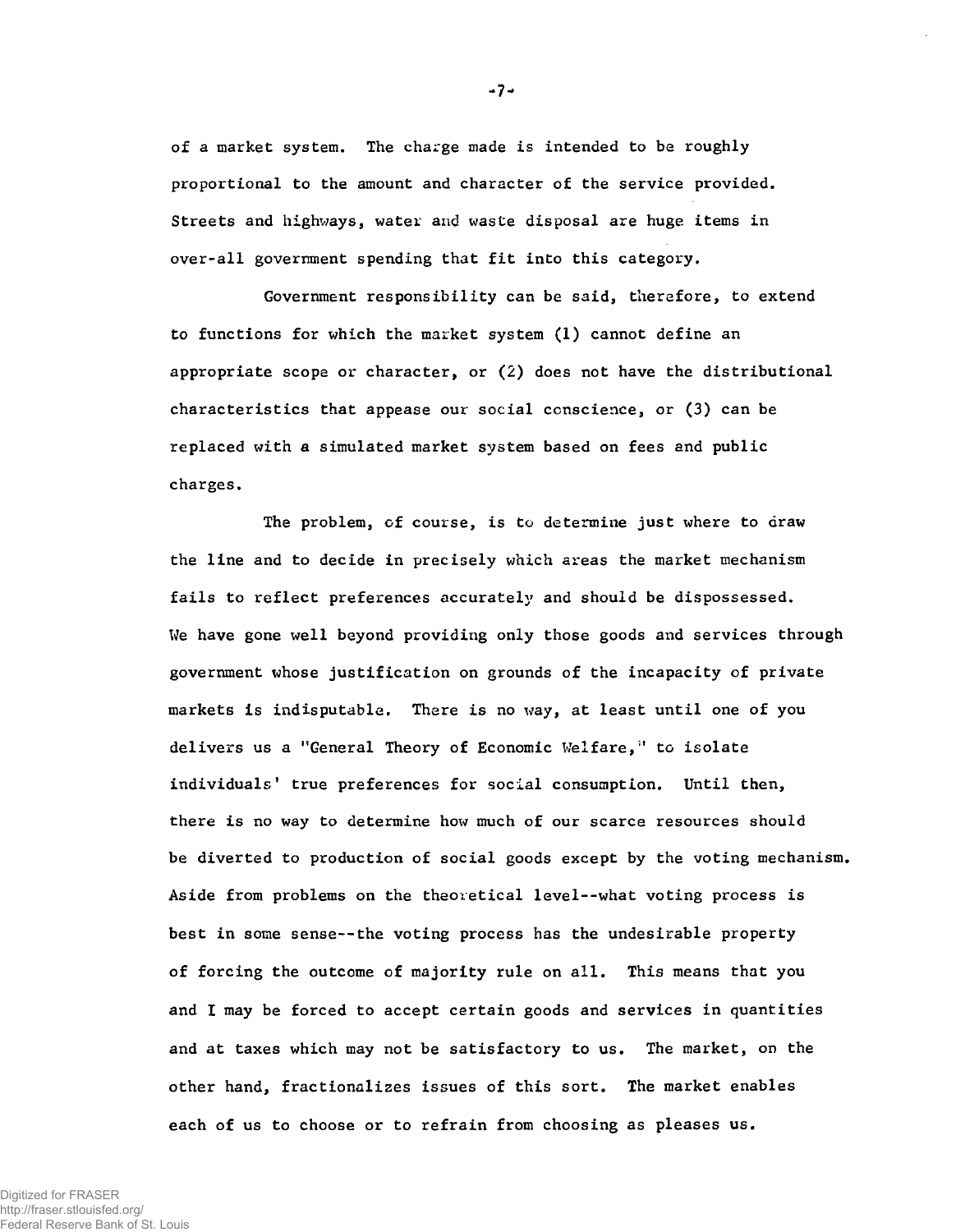of a market system. The charge made is intended to be roughly proportional to the amount and character of the service provided. Streets and highways, water and waste disposal are huge items in over-all government spending that fit into this category.

Government responsibility can be said, therefore, to extend to functions for which the market system (1) cannot define an appropriate scope or character, or (2) does not have the distributional characteristics that appease our social conscience, or (3) can be replaced with a simulated market system based on fees and public charges.

The problem, of course, is to determine just where to draw the line and to decide in precisely which areas the market mechanism fails to reflect preferences accurately and should be dispossessed. We have gone well beyond providing only those goods and services through government whose justification on grounds of the incapacity of private markets is indisputable. There is no way, at least until one of you delivers us a "General Theory of Economic Welfare," to isolate individuals' true preferences for social consumption. Until then, there is no way to determine how much of our scarce resources should be diverted to production of social goods except by the voting mechanism. Aside from problems on the theoretical level--what voting process is best in some sense--the voting process has the undesirable property of forcing the outcome of majority rule on all. This means that you and I may be forced to accept certain goods and services in quantities and at taxes which may not be satisfactory to us. The market, on the other hand, fractionalizes issues of this sort. The market enables each of us to choose or to refrain from choosing as pleases us.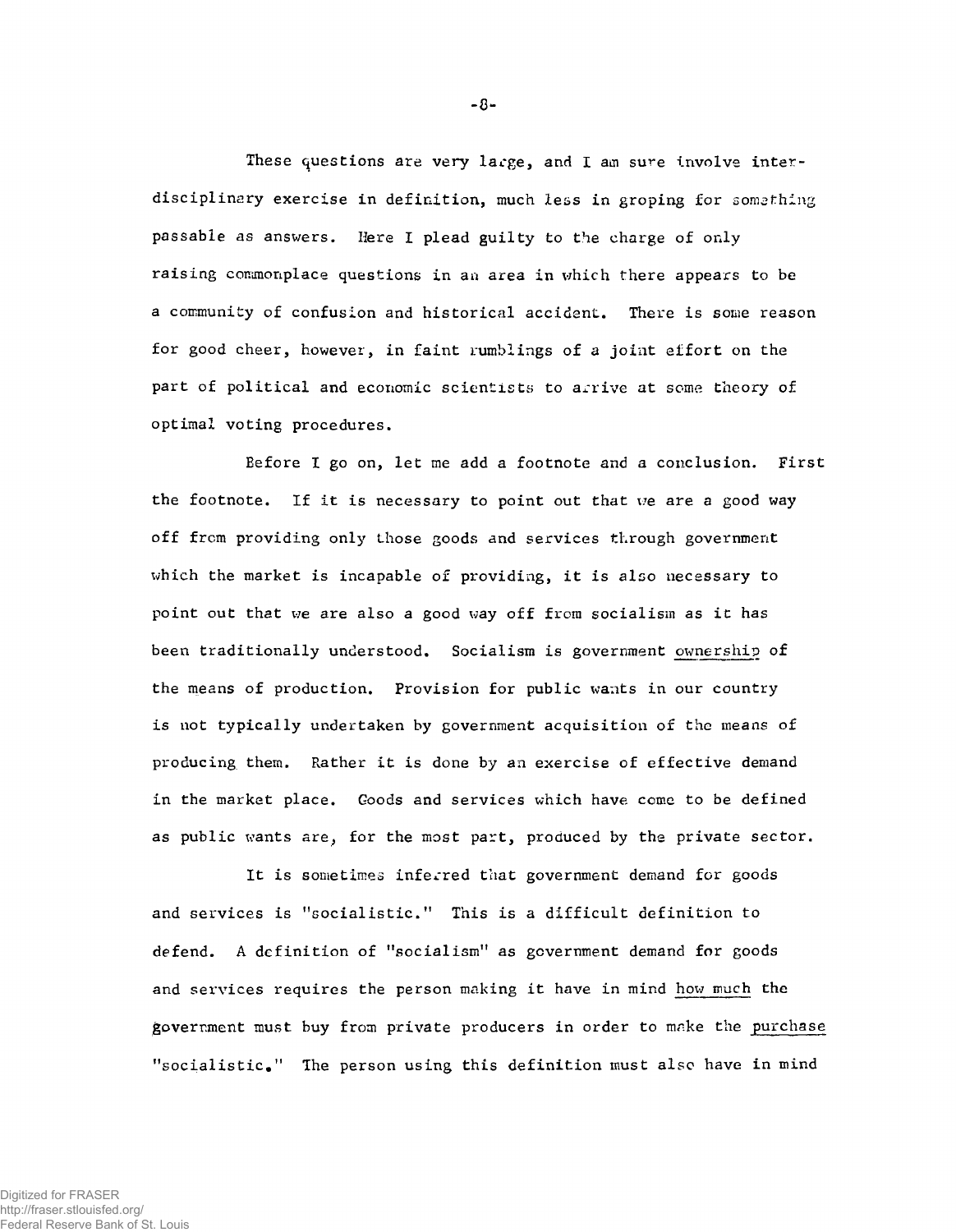These questions are very large, and I am sure involve inter-disciplinary exercise in definition, much less in groping for something passable as answers. Here I plead guilty to the charge of only raising commonplace questions in an area in which there appears to be a community of confusion and historical accident. There is some reason for good cheer, however, in faint rumblings of a joint effort on the part of political and economic scientists to arrive at some theory of optimal voting procedures.

Before I go on, let me add a footnote and a conclusion. First the footnote. If it is necessary to point out that we are a good way off from providing only those goods and services through government which the market is incapable of providing, it is also necessary to point out that we are also a good way off from socialism as it has been traditionally understood. Socialism is government ownership of the means of production. Provision for public wants in our country is not typically undertaken by government acquisition of the means of producing them. Rather it is done by an exercise of effective demand in the market place. Goods and services which have come to be defined as public wants are, for the most part, produced by the private sector.

It is sometimes inferred that government demand for goods and services is "socialistic." This is a difficult definition to defend. A definition of "socialism" as government demand for goods and services requires the person making it have in mind how much the government must buy from private producers in order to make the purchase "socialistic." The person using this definition must also have in mind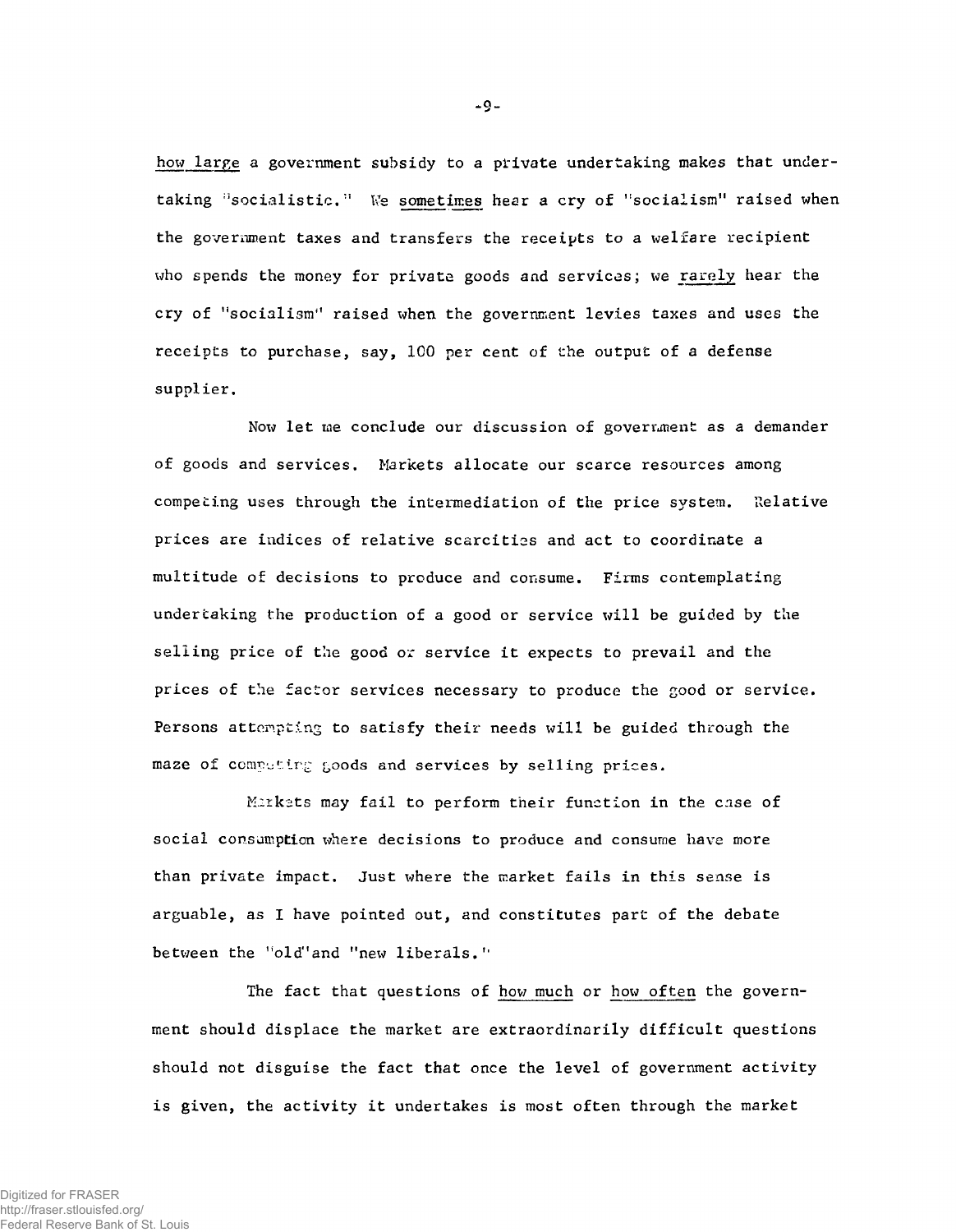how large a government subsidy to a private undertaking makes that undertaking "socialistic." We sometimes hear a cry of "socialism" raised when the government taxes and transfers the receipts to a welfare recipient who spends the money for private goods and services; we rarely hear the cry of "socialism" raised when the government levies taxes and uses the receipts to purchase, say, 100 per cent of the output of a defense supplier.

Now let me conclude our discussion of government as a demander of goods and services. Markets allocate our scarce resources among competing uses through the intermediation of the price system. Relative prices are indices of relative scarcities and act to coordinate a multitude of decisions to produce and consume. Firms contemplating undertaking the production of a good or service will be guided by the selling price of the good or service it expects to prevail and the prices of the factor services necessary to produce the good or service. Persons attempting to satisfy their needs will be guided through the maze of competing goods and services by selling prices.

Markets may fail to perform their function in the case of social consumption where decisions to produce and consume have more than private impact. Just where the market fails in this sense is arguable, as I have pointed out, and constitutes part of the debate between the "old"and "new liberals."

The fact that questions of how much or how often the government should displace the market are extraordinarily difficult questions should not disguise the fact that once the level of government activity is given, the activity it undertakes is most often through the market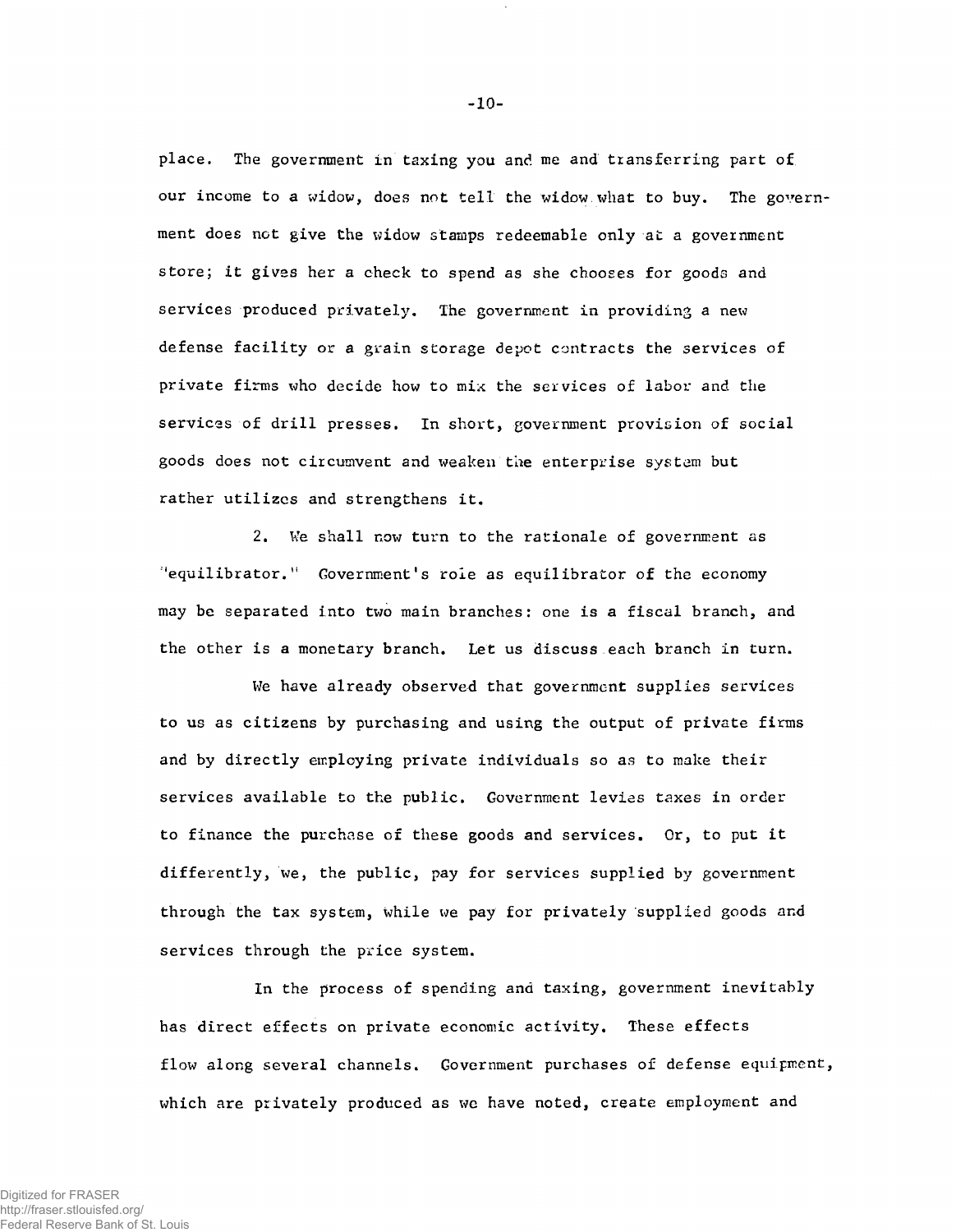place. The government in taxing you and me and transferring part of our income to a widow, does not tell the widow what to buy. The government does not give the widow stamps redeemable only at a government store; it gives her a check to spend as she chooses for goods and services produced privately. The government in providing a new defense facility or a grain storage depot contracts the services of private firms who decide how to mix the services of labor and the services of drill presses. In short, government provision of social goods does not circumvent and weaken the enterprise system but rather utilizes and strengthens it.

2. We shall now turn to the rationale of government as "equilibrator." Government's role as equilibrator of the economy may be separated into two main branches: one is a fiscal branch, and the other is a monetary branch. Let us discuss each branch in turn.

We have already observed that government supplies services to us as citizens by purchasing and using the output of private firms and by directly employing private individuals so as to make their services available to the public. Government levies taxes in order to finance the purchase of these goods and services. Or, to put it differently, we, the public, pay for services supplied by government through the tax system, while we pay for privately supplied goods and services through the price system.

In the process of spending and taxing, government inevitably has direct effects on private economic activity. These effects flow along several channels. Government purchases of defense equipment, which are privately produced as we have noted, create employment and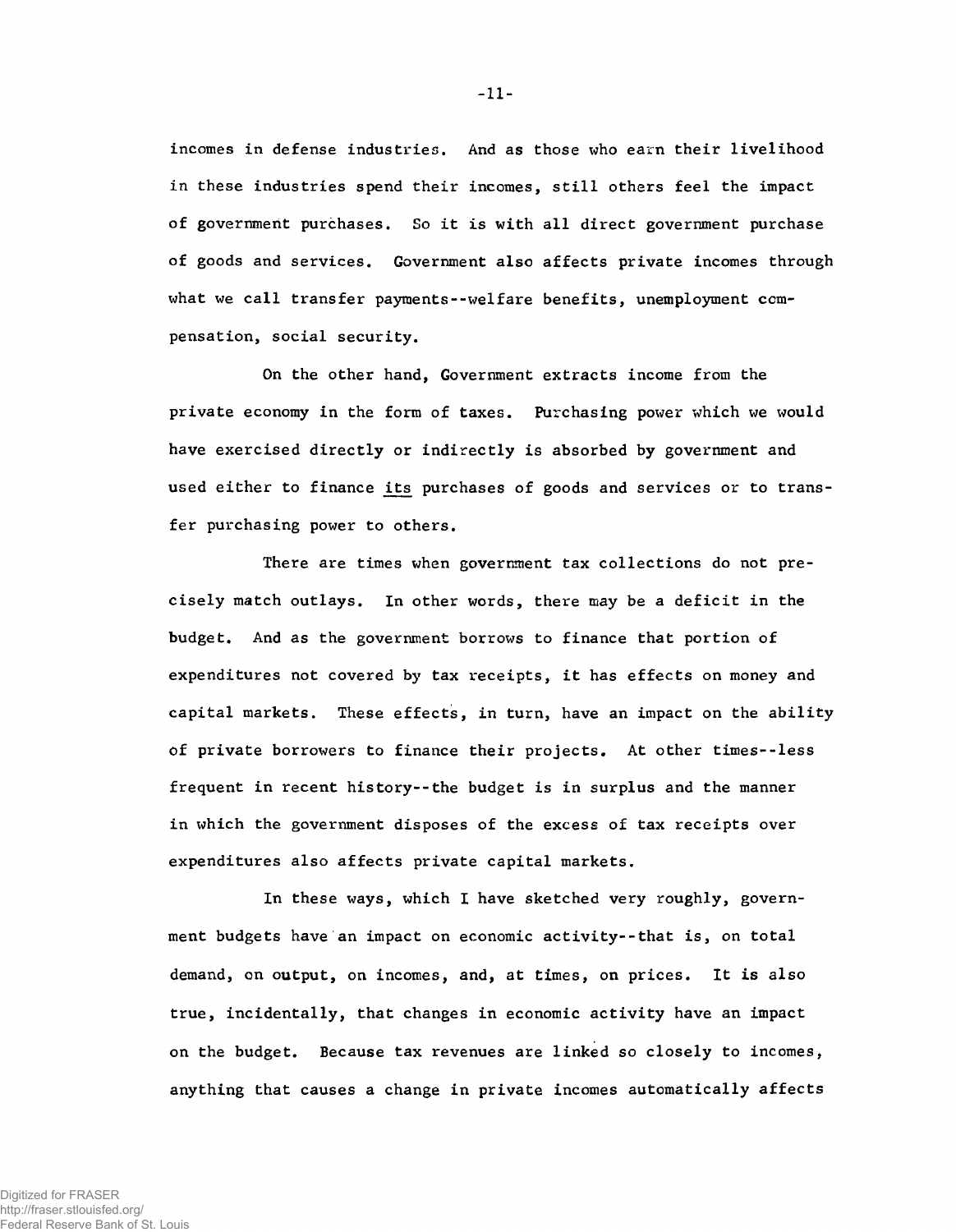incomes in defense industries. And as those who earn their livelihood in these industries spend their incomes, still others feel the impact of government purchases. So it is with all direct government purchase of goods and services. Government also affects private incomes through what we call transfer payments--welfare benefits, unemployment compensation, social security.

On the other hand, Government extracts income from the private economy in the form of taxes. Purchasing power which we would have exercised directly or indirectly is absorbed by government and used either to finance <u>its</u> purchases of goods and services or to transfer purchasing power to others.

There are times when government tax collections do not precisely match outlays. In other words, there may be a deficit in the budget. And as the government borrows to finance that portion of expenditures not covered by tax receipts, it has effects on money and capital markets. These effects, in turn, have an impact on the ability of private borrowers to finance their projects. At other times--less frequent in recent history--the budget is in surplus and the manner in which the government disposes of the excess of tax receipts over expenditures also affects private capital markets.

In these ways, which I have sketched very roughly, government budgets have an impact on economic activity--that is, on total demand, on output, on incomes, and, at times, on prices. It is also true, incidentally, that changes in economic activity have an impact on the budget. Because tax revenues are linked so closely to incomes, anything that causes a change in private incomes automatically affects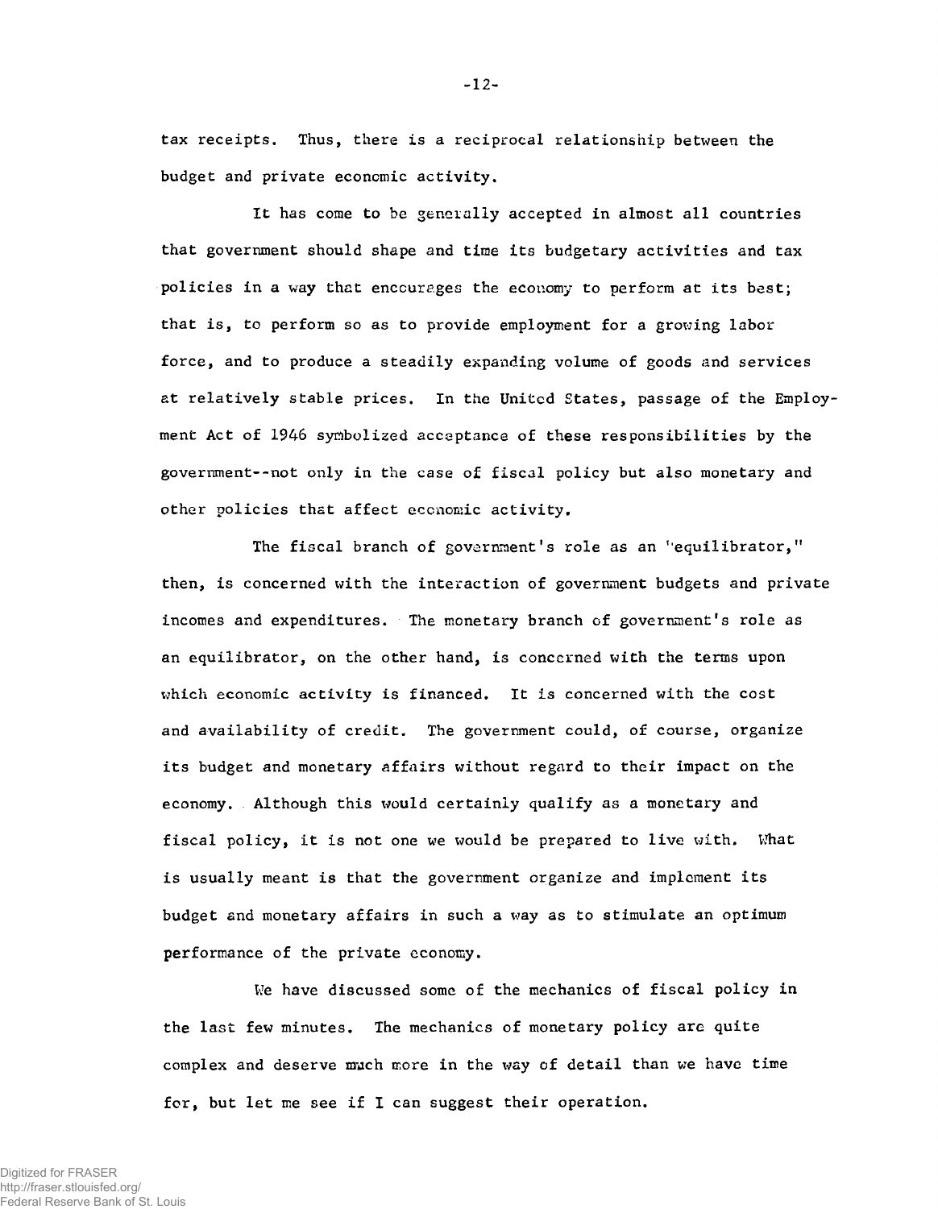tax receipts. Thus, there is a reciprocal relationship between the budget and private economic activity.

It has come to be generally accepted in almost all countries that government should shape and time its budgetary activities and tax policies in a way that encourages the economy to perform at its best; that is, to perform so as to provide employment for a growing labor force, and to produce a steadily expanding volume of goods and services at relatively stable prices. In the United States, passage of the Employment Act of 1946 symbolized acceptance of these responsibilities by the government--not only in the case of fiscal policy but also monetary and other policies that affect economic activity.

The fiscal branch of government's role as an "equilibrator," then, is concerned with the interaction of government budgets and private incomes and expenditures. The monetary branch of government's role as an equilibrator, on the other hand, is concerned with the terms upon which economic activity is financed. It is concerned with the cost and availability of credit. The government could, of course, organize its budget and monetary affairs without regard to their impact on the economy. Although this would certainly qualify as a monetary and fiscal policy, it is not one we would be prepared to live with. What is usually meant is that the government organize and implement its budget and monetary affairs in such a way as to stimulate an optimum performance of the private economy.

We have discussed some of the mechanics of fiscal policy in the last few minutes. The mechanics of monetary policy are quite complex and deserve much more in the way of detail than we have time for, but let me see if I can suggest their operation.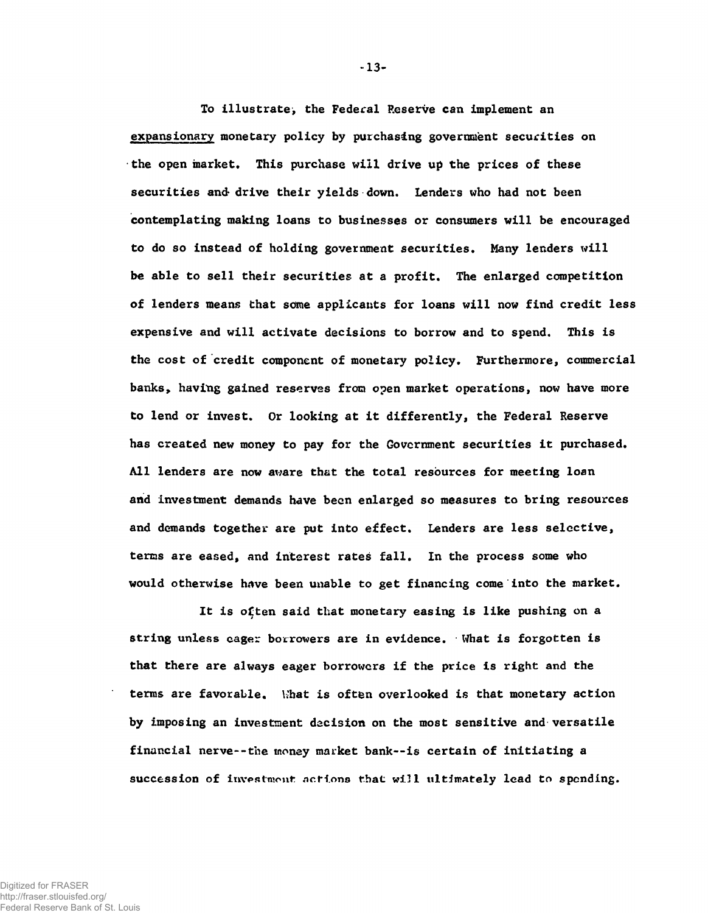To illustrate, the Federal Reserve can implement an expansionary monetary policy by purchasing government securities on the open market. This purchase will drive up the prices of these securities and drive their yields down. Lenders who had not been contemplating making loans to businesses or consumers will be encouraged to do so instead of holding government securities. Many lenders will be able to sell their securities at a profit. The enlarged competition of lenders means that some applicants for loans will now find credit less expensive and will activate decisions to borrow and to spend. This is the cost of credit component of monetary policy. Furthermore, commercial banks, having gained reserves from open market operations, now have more to lend or invest. Or looking at it differently, the Federal Reserve has created new money to pay for the Government securities it purchased. All lenders are now aware that the total resources for meeting loan and investment demands have been enlarged so measures to bring resources and demands together are put into effect. Lenders are less selective, terms are eased, and interest rates fall. In the process some who would otherwise have been unable to get financing come into the market.

It is often said that monetary easing is like pushing on a string unless eager borrowers are in evidence. What is forgotten is that there are always eager borrowers if the price is right and the terms are favorable. What is often overlooked is that monetary action by imposing an investment decision on the most sensitive and versatile financial nerve--the money market bank--is certain of initiating a succession of investment actions that will ultimately lead to spending.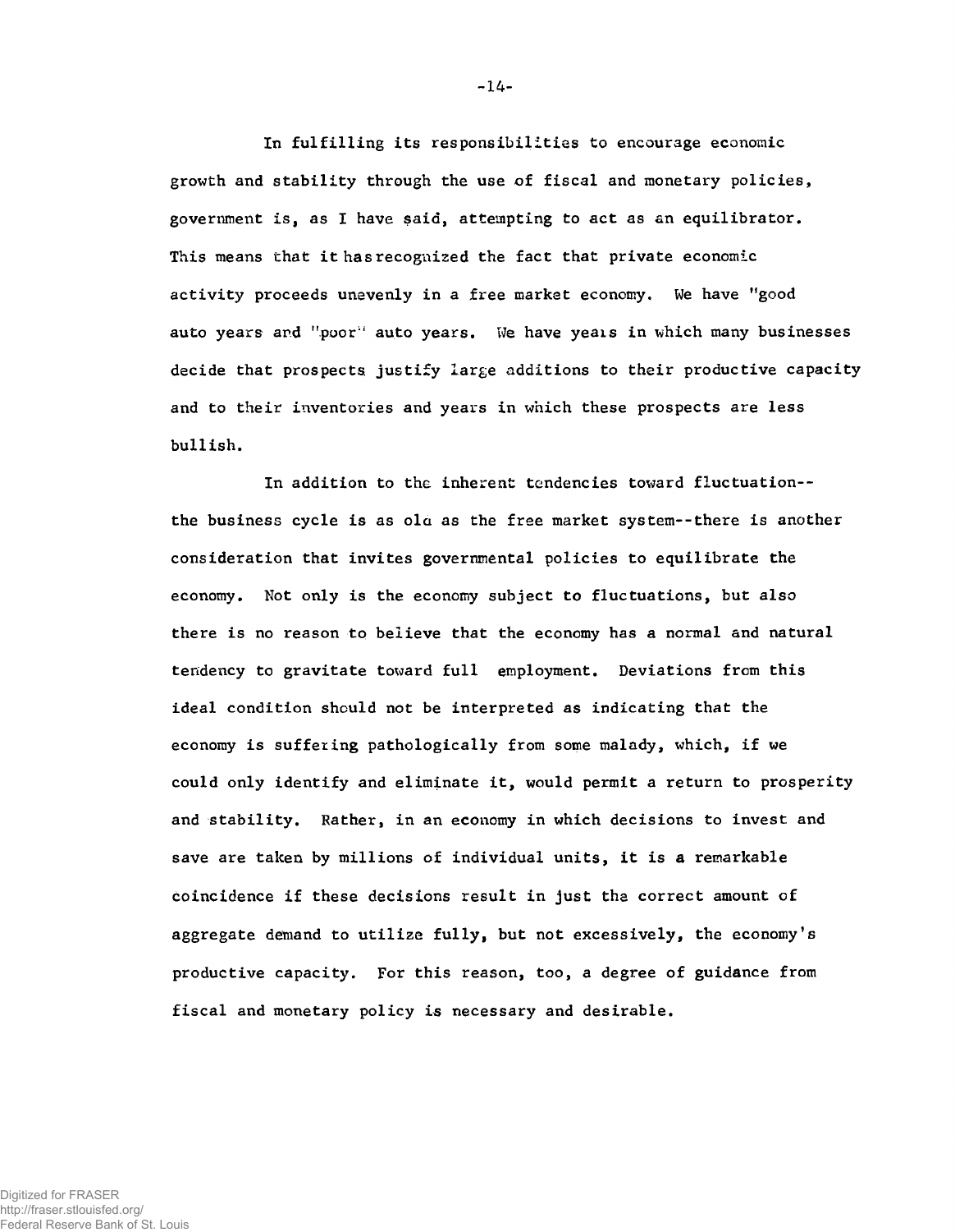In fulfilling its responsibilities to encourage economic growth and stability through the use of fiscal and monetary policies, government is, as I have said, attempting to act as an equilibrator. This means that it has recognized the fact that private economic activity proceeds unevenly in a free market economy. We have "good auto years and "poor" auto years. We have years in which many businesses decide that prospects justify large additions to their productive capacity and to their inventories and years in which these prospects are less bullish.

In addition to the inherent tendencies toward fluctuation--the business cycle is as old as the free market system--there is another consideration that invites governmental policies to equilibrate the economy. Not only is the economy subject to fluctuations, but also there is no reason to believe that the economy has a normal and natural tendency to gravitate toward full employment. Deviations from this ideal condition should not be interpreted as indicating that the economy is suffering pathologically from some malady, which, if we could only identify and eliminate it, would permit a return to prosperity and stability. Rather, in an economy in which decisions to invest and save are taken by millions of individual units, it is a remarkable coincidence if these decisions result in just the correct amount of aggregate demand to utilize fully, but not excessively, the economy's productive capacity. For this reason, too, a degree of guidance from fiscal and monetary policy is necessary and desirable.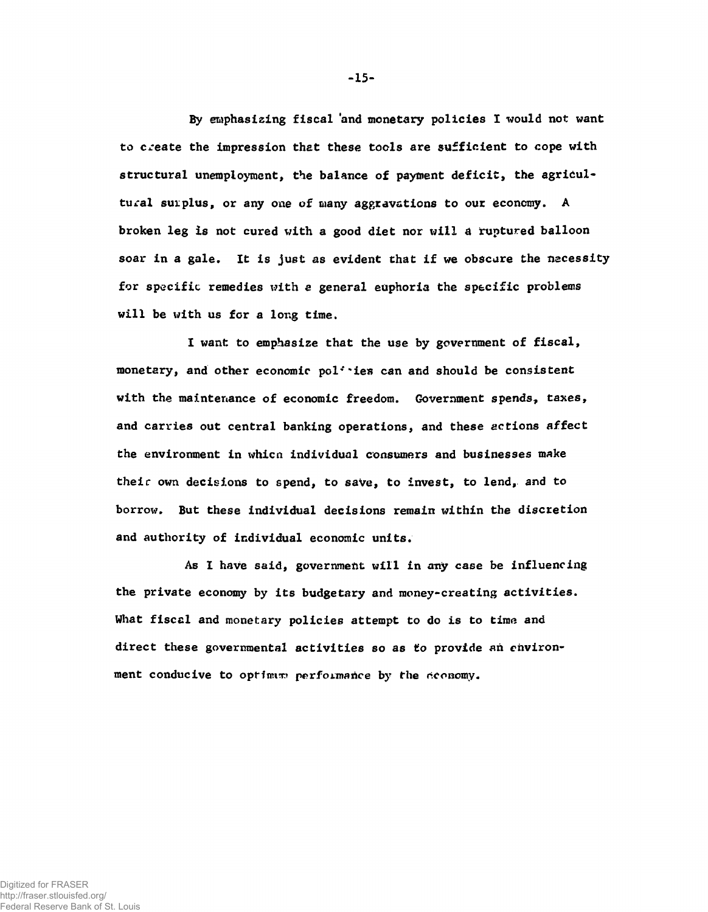By emphasizing fiscal and monetary policies I would not want to create the impression that these tools are sufficient to cope with structural unemployment, the balance of payment deficit, the agricultural surplus, or any one of many aggravations to our economy. A broken leg is not cured with a good diet nor will a ruptured balloon soar in a gale. It is just as evident that if we obscure the necessity for specific remedies with a general euphoria the specific problems will be with us for a long time.

I want to emphasize that the use by government of fiscal, monetary, and other economic policies can and should be consistent with the maintenance of economic freedom. Government spends, taxes, and carries out central banking operations, and these actions affect the environment in which individual consumers and businesses make their own decisions to spend, to save, to invest, to lend, and to borrow. But these individual decisions remain within the discretion and authority of individual economic units.

As I have said, government will in any case be influencing the private economy by its budgetary and money-creating activities. What fiscal and monetary policies attempt to do is to time and direct these governmental activities so as to provide an environment conducive to optimum performance by the economy.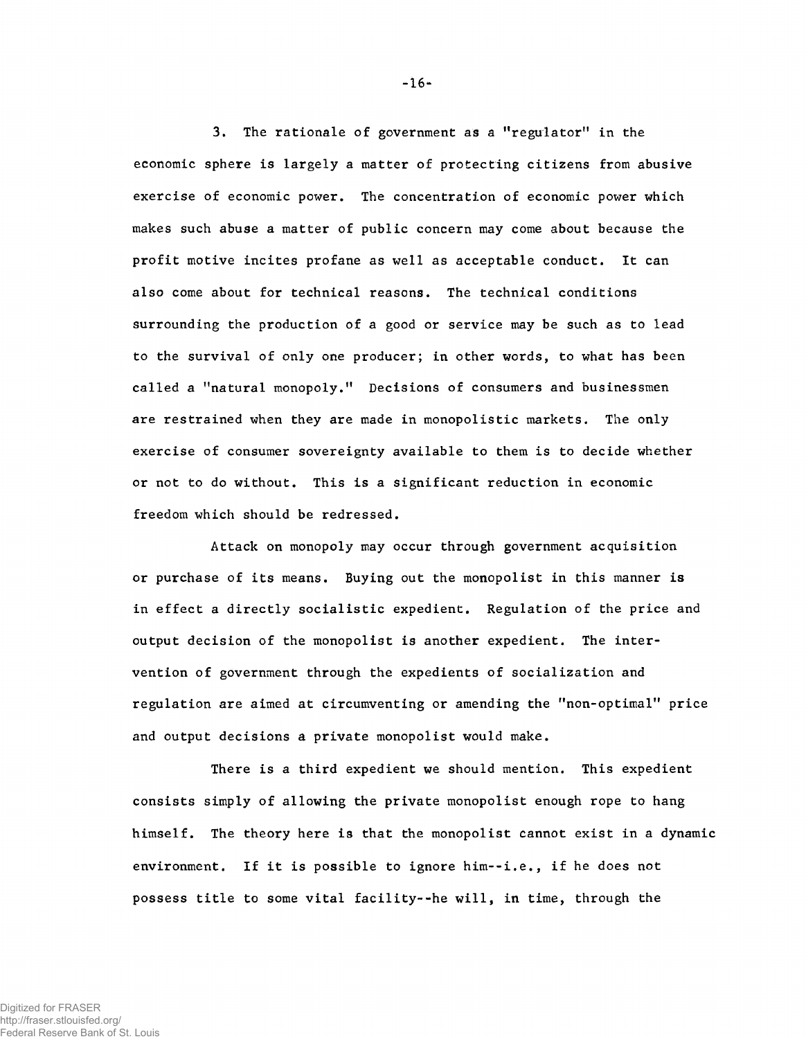3. The rationale of government as a "regulator" in the economic sphere is largely a matter of protecting citizens from abusive exercise of economic power. The concentration of economic power which makes such abuse a matter of public concern may come about because the profit motive incites profane as well as acceptable conduct. It can also come about for technical reasons. The technical conditions surrounding the production of a good or service may be such as to lead to the survival of only one producer; in other words, to what has been called a "natural monopoly." Decisions of consumers and businessmen are restrained when they are made in monopolistic markets. The only exercise of consumer sovereignty available to them is to decide whether or not to do without. This is a significant reduction in economic freedom which should be redressed.

Attack on monopoly may occur through government acquisition or purchase of its means. Buying out the monopolist in this manner is in effect a directly socialistic expedient. Regulation of the price and output decision of the monopolist is another expedient. The intervention of government through the expedients of socialization and regulation are aimed at circumventing or amending the "non-optimal" price and output decisions a private monopolist would make.

There is a third expedient we should mention. This expedient consists simply of allowing the private monopolist enough rope to hang himself. The theory here is that the monopolist cannot exist in a dynamic environment. If it is possible to ignore him--i.e., if he does not possess title to some vital facility--he will, in time, through the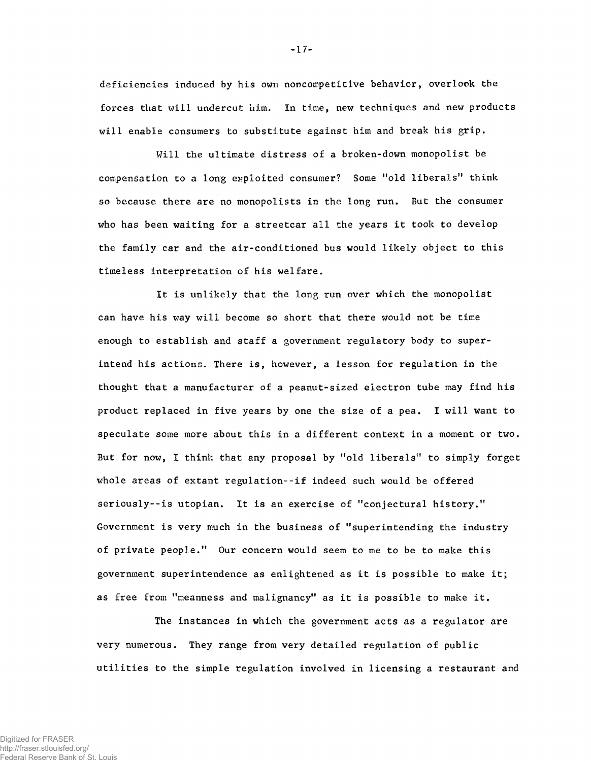deficiencies induced by his own noncompetitive behavior, overlook the forces that will undercut him. In time, new techniques and new products will enable consumers to substitute against him and break his grip.

Will the ultimate distress of a broken-down monopolist be compensation to a long exploited consumer? Some "old liberals" think so because there are no monopolists in the long run. But the consumer who has been waiting for a streetcar all the years it took to develop the family car and the air-conditioned bus would likely object to this timeless interpretation of his welfare.

It is unlikely that the long run over which the monopolist can have his way will become so short that there would not be time enough to establish and staff a government regulatory body to superintend his actions. There is, however, a lesson for regulation in the thought that a manufacturer of a peanut-sized electron tube may find his product replaced in five years by one the size of a pea. I will want to speculate some more about this in a different context in a moment or two. But for now, I think that any proposal by "old liberals" to simply forget whole areas of extant regulation--if indeed such would be offered seriously--is utopian. It is an exercise of "conjectural history." Government is very much in the business of "superintending the industry of private people." Our concern would seem to me to be to make this government superintendence as enlightened as it is possible to make it; as free from "meanness and malignancy" as it is possible to make it.

The instances in which the government acts as a regulator are very numerous. They range from very detailed regulation of public utilities to the simple regulation involved in licensing a restaurant and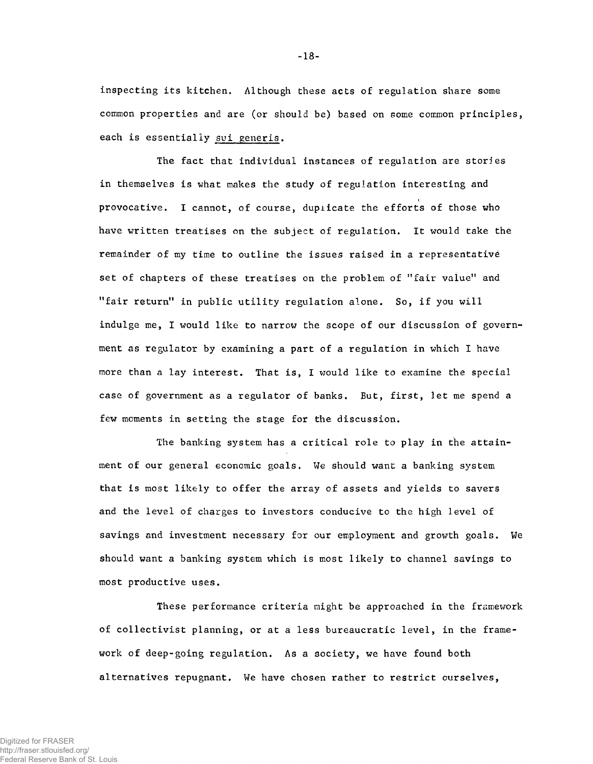inspecting its kitchen. Although these acts of regulation share some common properties and are (or should be) based on some common principles, each is essentially _sui generis_.

The fact that individual instances of regulation are stories in themselves is what makes the study of regulation interesting and provocative. I cannot, of course, duplicate the efforts of those who have written treatises on the subject of regulation. It would take the remainder of my time to outline the issues raised in a representative set of chapters of these treatises on the problem of "fair value" and "fair return" in public utility regulation alone. So, if you will indulge me, I would like to narrow the scope of our discussion of government as regulator by examining a part of a regulation in which I have more than a lay interest. That is, I would like to examine the special case of government as a regulator of banks. But, first, let me spend a few moments in setting the stage for the discussion.

The banking system has a critical role to play in the attainment of our general economic goals. We should want a banking system that is most likely to offer the array of assets and yields to savers and the level of charges to investors conducive to the high level of savings and investment necessary for our employment and growth goals. We should want a banking system which is most likely to channel savings to most productive uses.

These performance criteria might be approached in the framework of collectivist planning, or at a less bureaucratic level, in the framework of deep-going regulation. As a society, we have found both alternatives repugnant. We have chosen rather to restrict ourselves,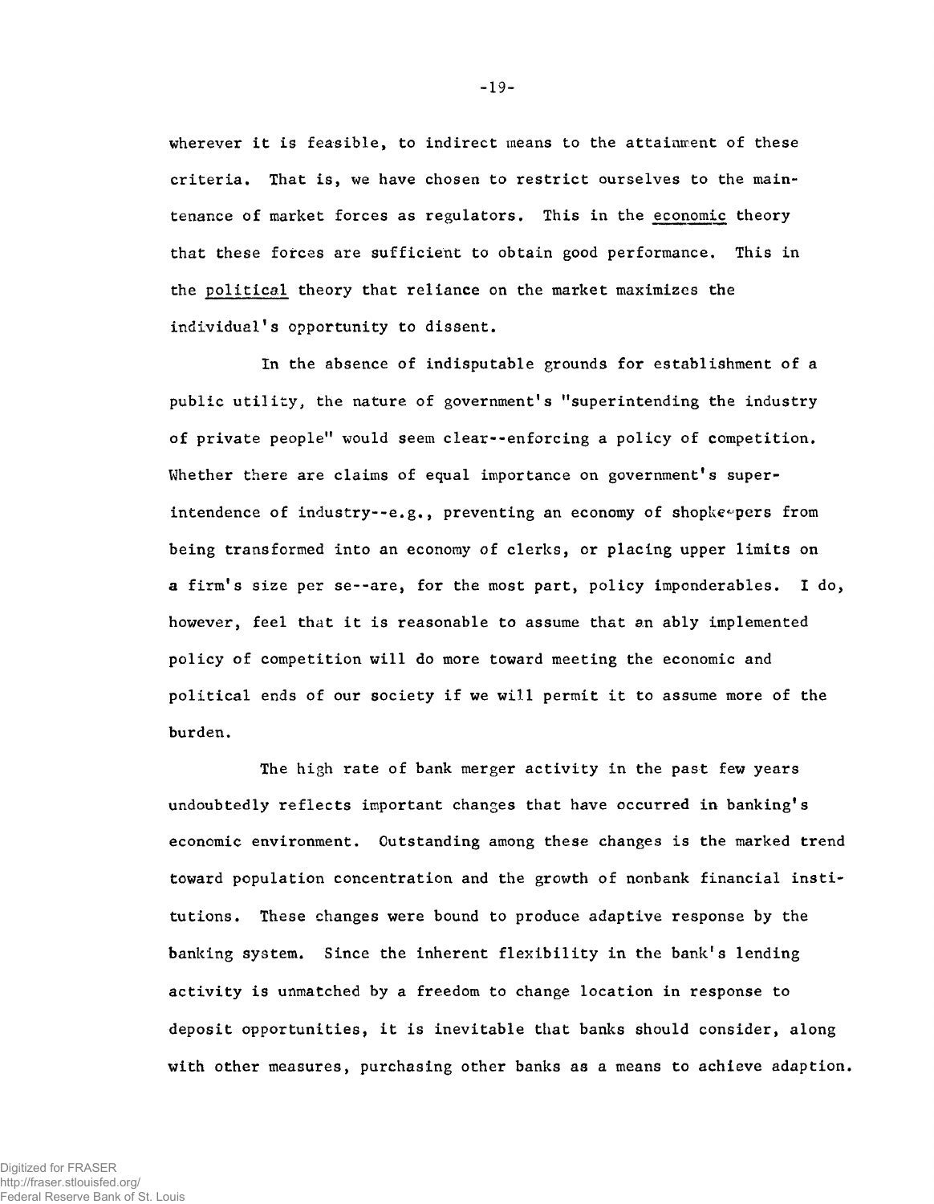wherever it is feasible, to indirect means to the attainment of these criteria. That is, we have chosen to restrict ourselves to the maintenance of market forces as regulators. This in the <u>economic</u> theory that these forces are sufficient to obtain good performance. This in the <u>political</u> theory that reliance on the market maximizes the individual's opportunity to dissent.

In the absence of indisputable grounds for establishment of a public utility, the nature of government's "superintending the industry of private people" would seem clear--enforcing a policy of competition. Whether there are claims of equal importance on government's superintendence of industry--e.g., preventing an economy of shopkeepers from being transformed into an economy of clerks, or placing upper limits on a firm's size per se--are, for the most part, policy imponderables. I do, however, feel that it is reasonable to assume that an ably implemented policy of competition will do more toward meeting the economic and political ends of our society if we will permit it to assume more of the burden.

The high rate of bank merger activity in the past few years undoubtedly reflects important changes that have occurred in banking's economic environment. Outstanding among these changes is the marked trend toward population concentration and the growth of nonbank financial institutions. These changes were bound to produce adaptive response by the banking system. Since the inherent flexibility in the bank's lending activity is unmatched by a freedom to change location in response to deposit opportunities, it is inevitable that banks should consider, along with other measures, purchasing other banks as a means to achieve adaption.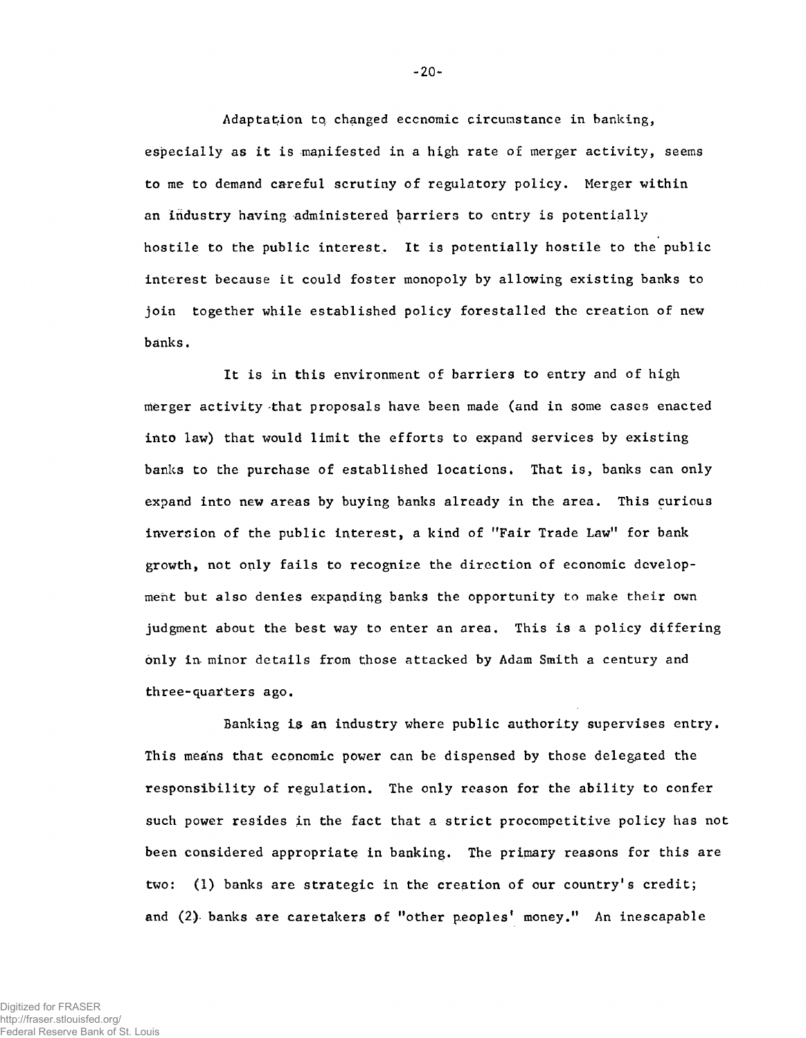Adaptation to changed economic circumstance in banking, especially as it is manifested in a high rate of merger activity, seems to me to demand careful scrutiny of regulatory policy. Merger within an industry having administered barriers to entry is potentially hostile to the public interest. It is potentially hostile to the public interest because it could foster monopoly by allowing existing banks to join together while established policy forestalled the creation of new banks.

It is in this environment of barriers to entry and of high merger activity that proposals have been made (and in some cases enacted into law) that would limit the efforts to expand services by existing banks to the purchase of established locations. That is, banks can only expand into new areas by buying banks already in the area. This curious inversion of the public interest, a kind of "Fair Trade Law" for bank growth, not only fails to recognize the direction of economic development but also denies expanding banks the opportunity to make their own judgment about the best way to enter an area. This is a policy differing only in minor details from those attacked by Adam Smith a century and three-quarters ago.

Banking is an industry where public authority supervises entry. This means that economic power can be dispensed by those delegated the responsibility of regulation. The only reason for the ability to confer such power resides in the fact that a strict procompetitive policy has not been considered appropriate in banking. The primary reasons for this are two: (1) banks are strategic in the creation of our country's credit; and (2) banks are caretakers of "other peoples' money." An inescapable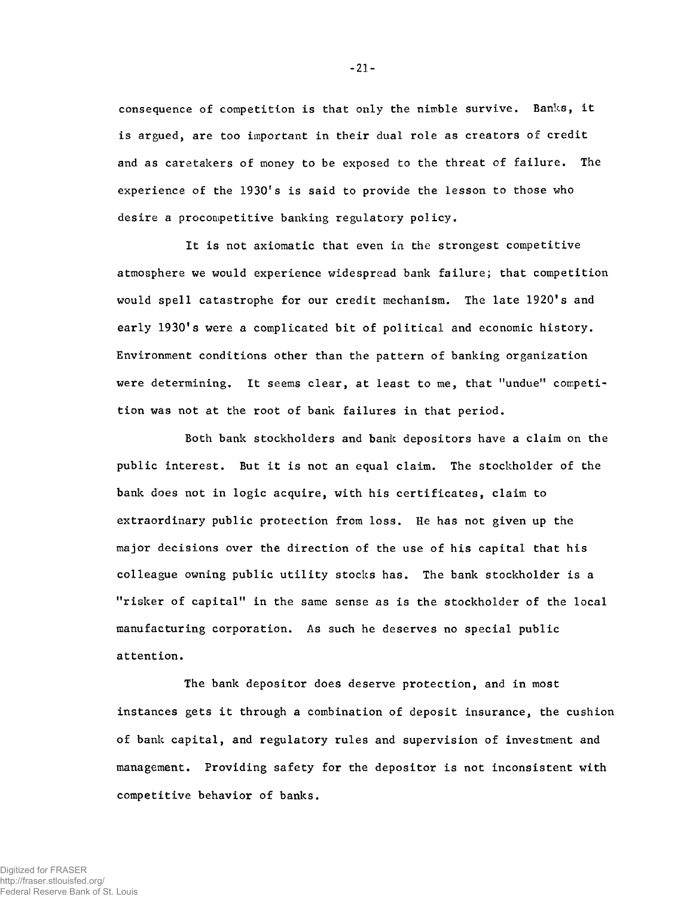consequence of competition is that only the nimble survive. Banks, it is argued, are too important in their dual role as creators of credit and as caretakers of money to be exposed to the threat of failure. The experience of the 1930's is said to provide the lesson to those who desire a procompetitive banking regulatory policy.

It is not axiomatic that even in the strongest competitive atmosphere we would experience widespread bank failure; that competition would spell catastrophe for our credit mechanism. The late 1920's and early 1930's were a complicated bit of political and economic history. Environment conditions other than the pattern of banking organization were determining. It seems clear, at least to me, that "undue" competition was not at the root of bank failures in that period.

Both bank stockholders and bank depositors have a claim on the public interest. But it is not an equal claim. The stockholder of the bank does not in logic acquire, with his certificates, claim to extraordinary public protection from loss. He has not given up the major decisions over the direction of the use of his capital that his colleague owning public utility stocks has. The bank stockholder is a "risker of capital" in the same sense as is the stockholder of the local manufacturing corporation. As such he deserves no special public attention.

The bank depositor does deserve protection, and in most instances gets it through a combination of deposit insurance, the cushion of bank capital, and regulatory rules and supervision of investment and management. Providing safety for the depositor is not inconsistent with competitive behavior of banks.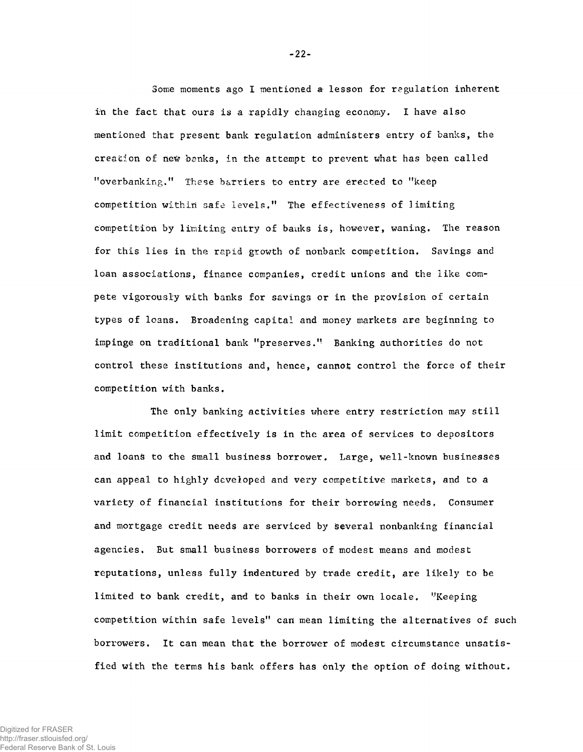Some moments ago I mentioned a lesson for regulation inherent in the fact that ours is a rapidly changing economy. I have also mentioned that present bank regulation administers entry of banks, the creation of new banks, in the attempt to prevent what has been called "overbanking." These barriers to entry are erected to "keep competition within safe levels." The effectiveness of limiting competition by limiting entry of banks is, however, waning. The reason for this lies in the rapid growth of nonbank competition. Savings and loan associations, finance companies, credit unions and the like compete vigorously with banks for savings or in the provision of certain types of loans. Broadening capital and money markets are beginning to impinge on traditional bank "preserves." Banking authorities do not control these institutions and, hence, cannot control the force of their competition with banks.

The only banking activities where entry restriction may still limit competition effectively is in the area of services to depositors and loans to the small business borrower. Large, well-known businesses can appeal to highly developed and very competitive markets, and to a variety of financial institutions for their borrowing needs. Consumer and mortgage credit needs are serviced by several nonbanking financial agencies. But small business borrowers of modest means and modest reputations, unless fully indentured by trade credit, are likely to be limited to bank credit, and to banks in their own locale. "Keeping competition within safe levels" can mean limiting the alternatives of such borrowers. It can mean that the borrower of modest circumstance unsatisfied with the terms his bank offers has only the option of doing without.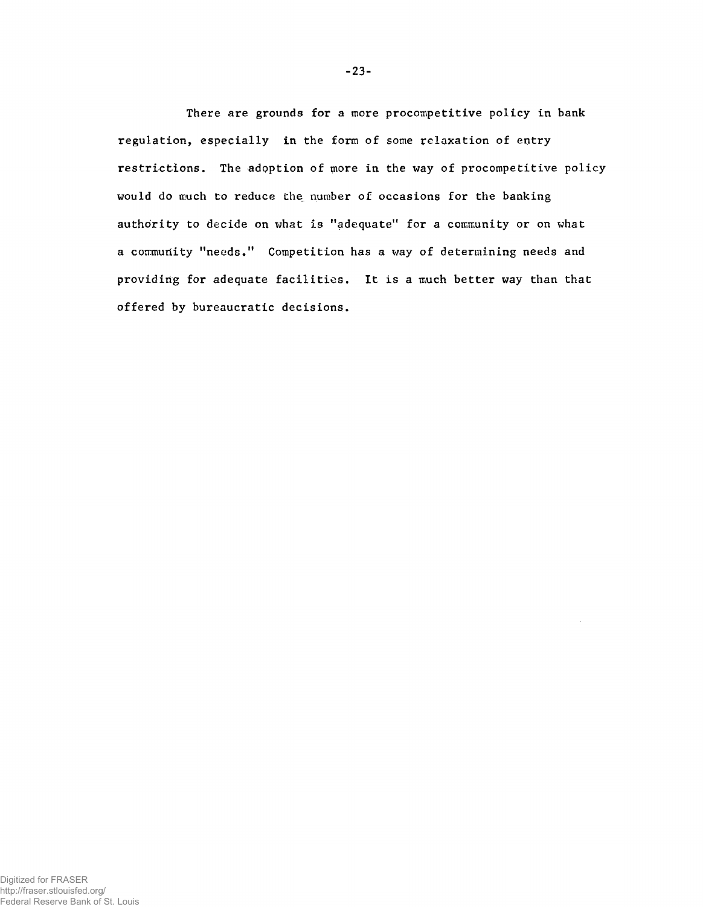There are grounds for a more procompetitive policy in bank regulation, especially in the form of some relaxation of entry restrictions. The adoption of more in the way of procompetitive policy would do much to reduce the number of occasions for the banking authority to decide on what is "adequate" for a community or on what a community "needs." Competition has a way of determining needs and providing for adequate facilities. It is a much better way than that offered by bureaucratic decisions.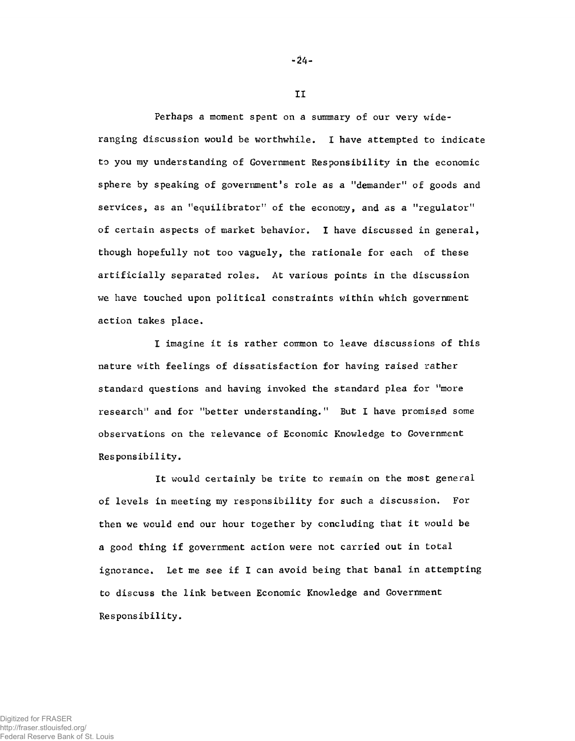## II

Perhaps a moment spent on a summary of our very wide-ranging discussion would be worthwhile. I have attempted to indicate to you my understanding of Government Responsibility in the economic sphere by speaking of government's role as a "demander" of goods and services, as an "equilibrator" of the economy, and as a "regulator" of certain aspects of market behavior. I have discussed in general, though hopefully not too vaguely, the rationale for each of these artificially separated roles. At various points in the discussion we have touched upon political constraints within which government action takes place.

I imagine it is rather common to leave discussions of this nature with feelings of dissatisfaction for having raised rather standard questions and having invoked the standard plea for "more research" and for "better understanding." But I have promised some observations on the relevance of Economic Knowledge to Government Responsibility.

It would certainly be trite to remain on the most general of levels in meeting my responsibility for such a discussion. For then we would end our hour together by concluding that it would be a good thing if government action were not carried out in total ignorance. Let me see if I can avoid being that banal in attempting to discuss the link between Economic Knowledge and Government Responsibility.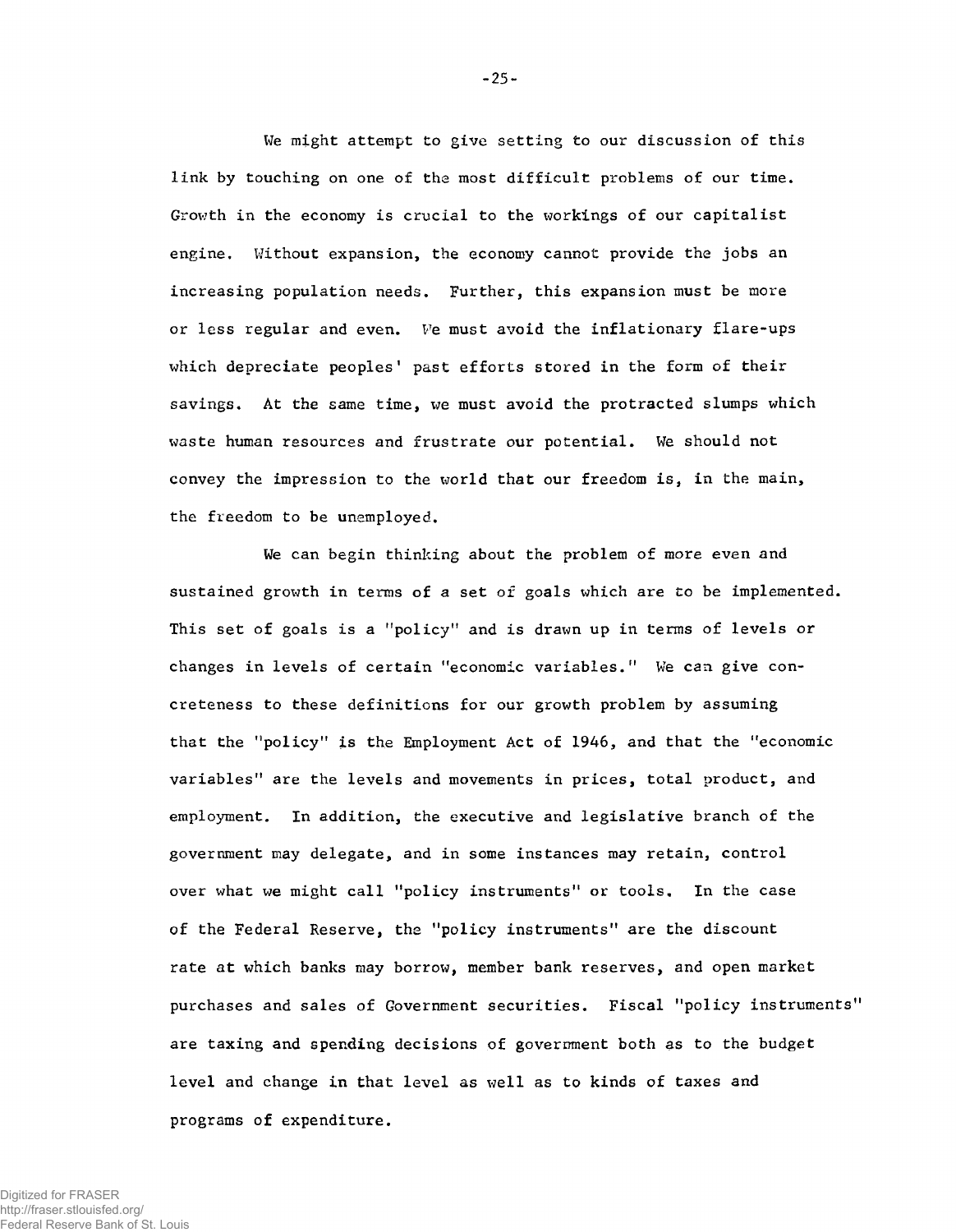We might attempt to give setting to our discussion of this link by touching on one of the most difficult problems of our time. Growth in the economy is crucial to the workings of our capitalist engine. Without expansion, the economy cannot provide the jobs an increasing population needs. Further, this expansion must be more or less regular and even. We must avoid the inflationary flare-ups which depreciate peoples' past efforts stored in the form of their savings. At the same time, we must avoid the protracted slumps which waste human resources and frustrate our potential. We should not convey the impression to the world that our freedom is, in the main, the freedom to be unemployed.

We can begin thinking about the problem of more even and sustained growth in terms of a set of goals which are to be implemented. This set of goals is a "policy" and is drawn up in terms of levels or changes in levels of certain "economic variables." We can give concreteness to these definitions for our growth problem by assuming that the "policy" is the Employment Act of 1946, and that the "economic variables" are the levels and movements in prices, total product, and employment. In addition, the executive and legislative branch of the government may delegate, and in some instances may retain, control over what we might call "policy instruments" or tools. In the case of the Federal Reserve, the "policy instruments" are the discount rate at which banks may borrow, member bank reserves, and open market purchases and sales of Government securities. Fiscal "policy instruments" are taxing and spending decisions of government both as to the budget level and change in that level as well as to kinds of taxes and programs of expenditure.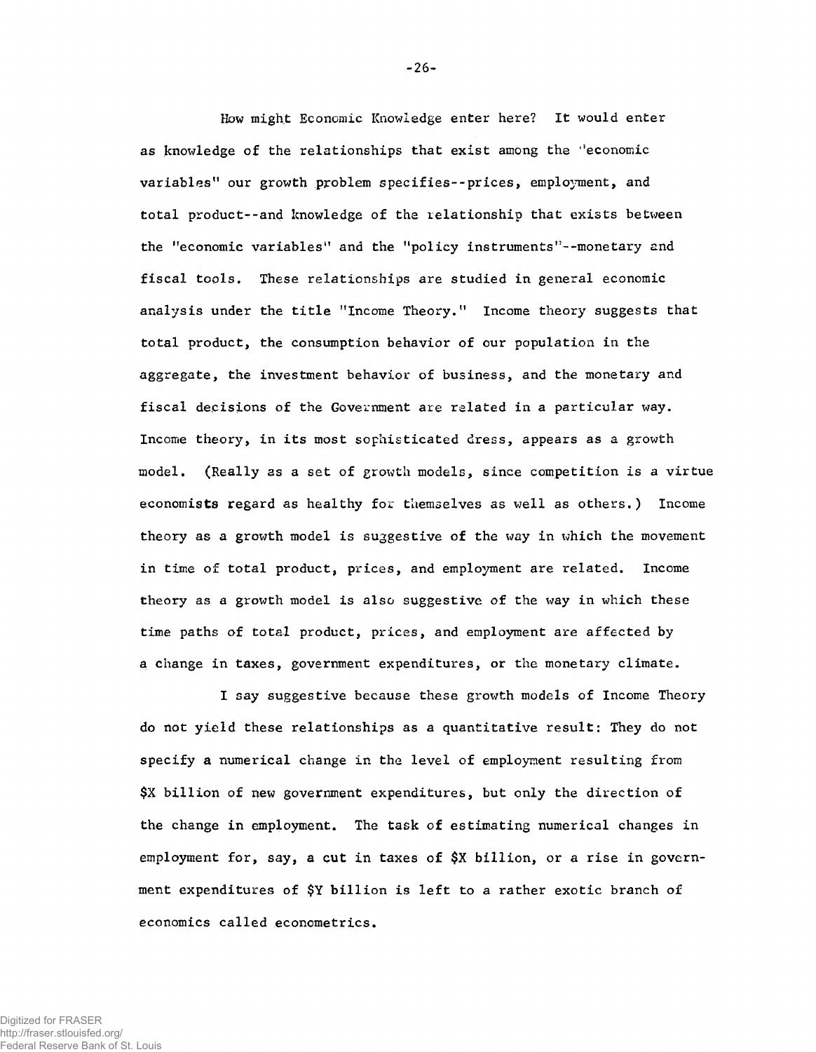How might Economic Knowledge enter here? It would enter as knowledge of the relationships that exist among the "economic variables" our growth problem specifies--prices, employment, and total product--and knowledge of the relationship that exists between the "economic variables" and the "policy instruments"--monetary and fiscal tools. These relationships are studied in general economic analysis under the title "Income Theory." Income theory suggests that total product, the consumption behavior of our population in the aggregate, the investment behavior of business, and the monetary and fiscal decisions of the Government are related in a particular way. Income theory, in its most sophisticated dress, appears as a growth model. (Really as a set of growth models, since competition is a virtue economists regard as healthy for themselves as well as others.) Income theory as a growth model is suggestive of the way in which the movement in time of total product, prices, and employment are related. Income theory as a growth model is also suggestive of the way in which these time paths of total product, prices, and employment are affected by a change in taxes, government expenditures, or the monetary climate.

I say suggestive because these growth models of Income Theory do not yield these relationships as a quantitative result: They do not specify a numerical change in the level of employment resulting from $X billion of new government expenditures, but only the direction of the change in employment. The task of estimating numerical changes in employment for, say, a cut in taxes of $X billion, or a rise in government expenditures of $Y billion is left to a rather exotic branch of economics called econometrics.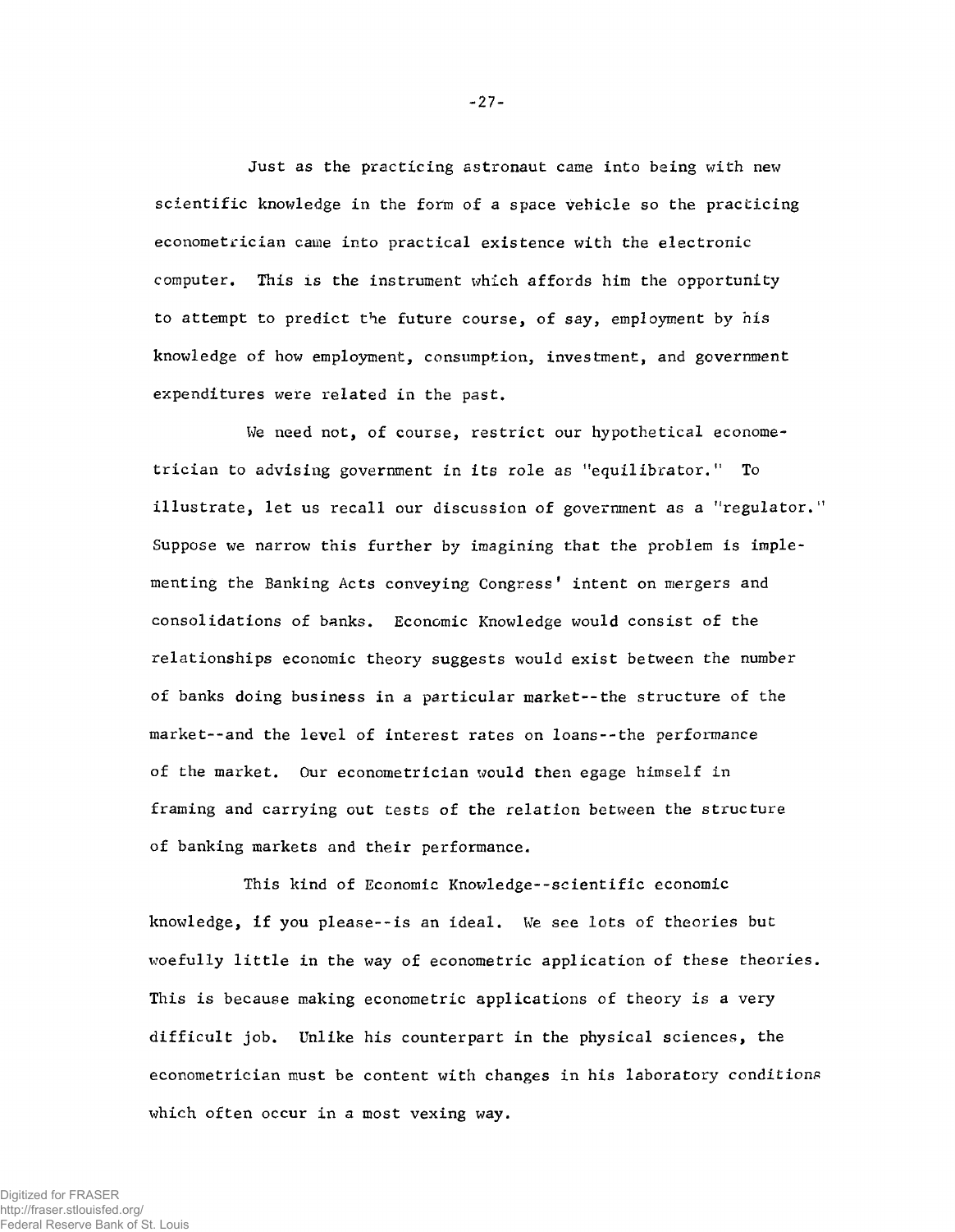Just as the practicing astronaut came into being with new scientific knowledge in the form of a space vehicle so the practicing econometrician came into practical existence with the electronic computer. This is the instrument which affords him the opportunity to attempt to predict the future course, of say, employment by his knowledge of how employment, consumption, investment, and government expenditures were related in the past.

We need not, of course, restrict our hypothetical econometrician to advising government in its role as "equilibrator." To illustrate, let us recall our discussion of government as a "regulator." Suppose we narrow this further by imagining that the problem is implementing the Banking Acts conveying Congress' intent on mergers and consolidations of banks. Economic Knowledge would consist of the relationships economic theory suggests would exist between the number of banks doing business in a particular market--the structure of the market--and the level of interest rates on loans--the performance of the market. Our econometrician would then egage himself in framing and carrying out tests of the relation between the structure of banking markets and their performance.

This kind of Economic Knowledge--scientific economic knowledge, if you please--is an ideal. We see lots of theories but woefully little in the way of econometric application of these theories. This is because making econometric applications of theory is a very difficult job. Unlike his counterpart in the physical sciences, the econometrician must be content with changes in his laboratory conditions which often occur in a most vexing way.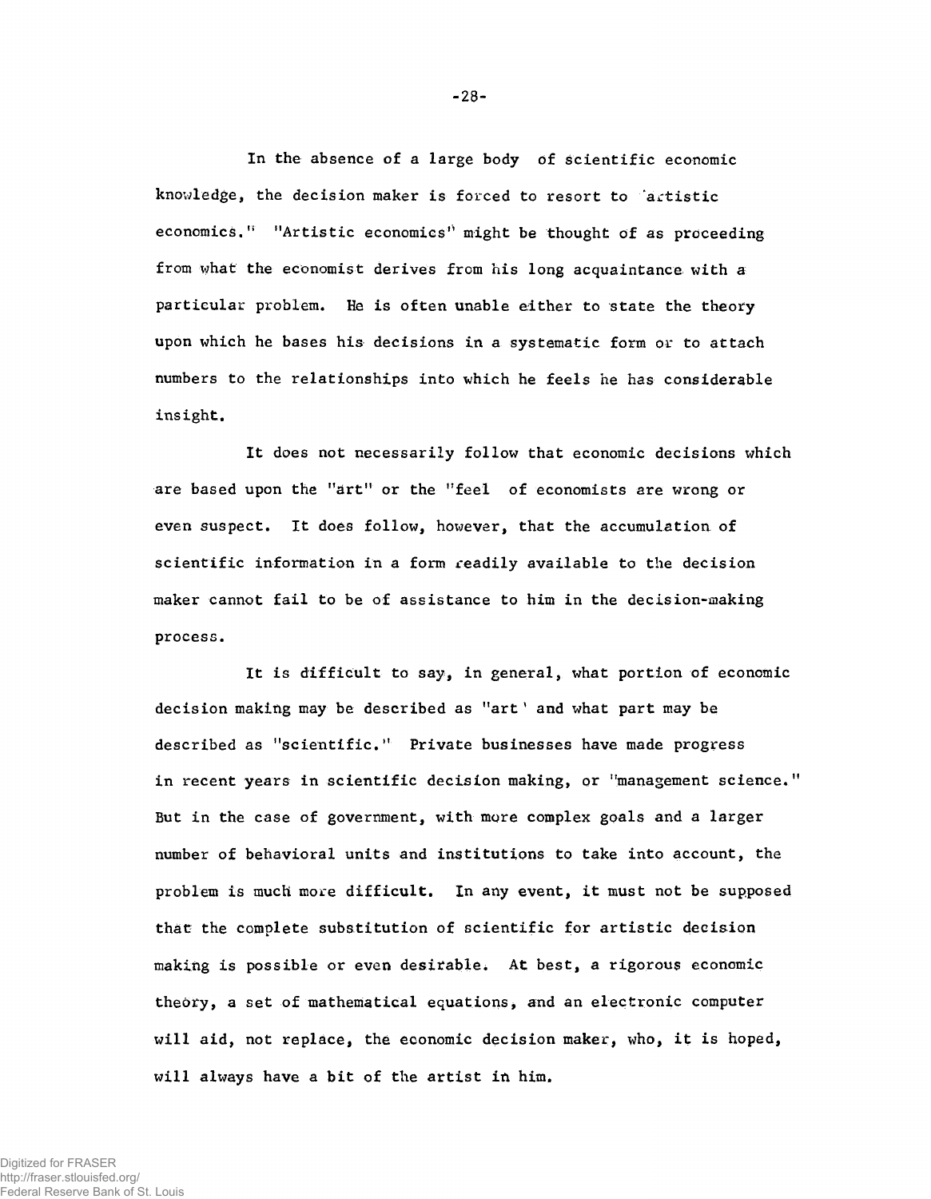In the absence of a large body of scientific economic knowledge, the decision maker is forced to resort to "artistic economics." "Artistic economics" might be thought of as proceeding from what the economist derives from his long acquaintance with a particular problem. He is often unable either to state the theory upon which he bases his decisions in a systematic form or to attach numbers to the relationships into which he feels he has considerable insight.

It does not necessarily follow that economic decisions which are based upon the "art" or the "feel" of economists are wrong or even suspect. It does follow, however, that the accumulation of scientific information in a form readily available to the decision maker cannot fail to be of assistance to him in the decision-making process.

It is difficult to say, in general, what portion of economic decision making may be described as "art" and what part may be described as "scientific." Private businesses have made progress in recent years in scientific decision making, or "management science." But in the case of government, with more complex goals and a larger number of behavioral units and institutions to take into account, the problem is much more difficult. In any event, it must not be supposed that the complete substitution of scientific for artistic decision making is possible or even desirable. At best, a rigorous economic theory, a set of mathematical equations, and an electronic computer will aid, not replace, the economic decision maker, who, it is hoped, will always have a bit of the artist in him.